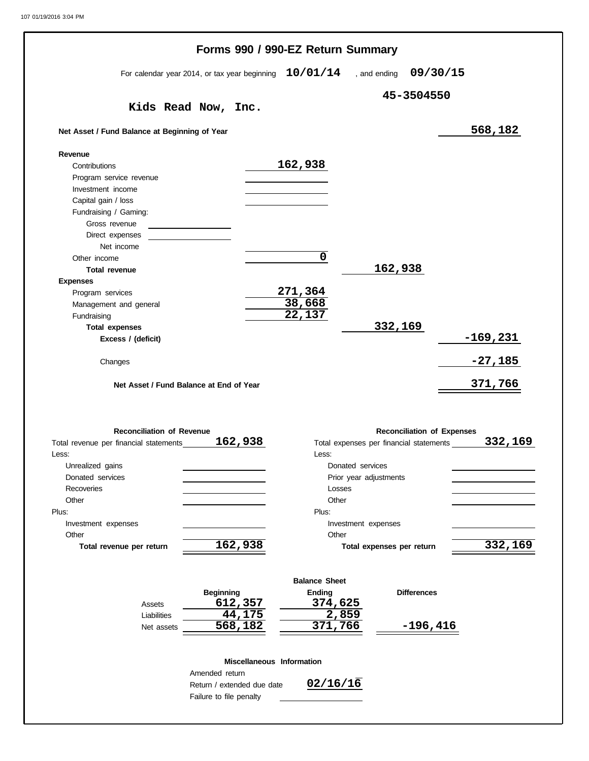# Forms 990 / 990-EZ Return Summary

For calendar year 2014, or tax year beginning **10/01/14** , and ending **09/30/15**

**45-3504550**

**Kids Read Now, Inc.**

| | | | |
|---|---|---|---|
| **Net Asset / Fund Balance at Beginning of Year** | | | 568,182 |
| **Revenue** | | | |
| Contributions | 162,938 | | |
| Program service revenue | | | |
| Investment income | | | |
| Capital gain / loss | | | |
| Fundraising / Gaming: | | | |
| Gross revenue | | | |
| Direct expenses | | | |
| Net income | | | |
| Other income | 0 | | |
| **Total revenue** | | 162,938 | |
| **Expenses** | | | |
| Program services | 271,364 | | |
| Management and general | 38,668 | | |
| Fundraising | 22,137 | | |
| **Total expenses** | | 332,169 | |
| **Excess / (deficit)** | | | -169,231 |
| Changes | | | -27,185 |
| **Net Asset / Fund Balance at End of Year** | | | 371,766 |

| **Reconciliation of Revenue** | | **Reconciliation of Expenses** | |
|---|---|---|---|
| Total revenue per financial statements | 162,938 | Total expenses per financial statements | 332,169 |
| Less: | | Less: | |
| Unrealized gains | | Donated services | |
| Donated services | | Prior year adjustments | |
| Recoveries | | Losses | |
| Other | | Other | |
| Plus: | | Plus: | |
| Investment expenses | | Investment expenses | |
| Other | | Other | |
| **Total revenue per return** | 162,938 | **Total expenses per return** | 332,169 |

**Balance Sheet**

| | Beginning | Ending | Differences |
|---|---|---|---|
| Assets | 612,357 | 374,625 | |
| Liabilities | 44,175 | 2,859 | |
| Net assets | 568,182 | 371,766 | -196,416 |

**Miscellaneous Information**

| | |
|---|---|
| Amended return | |
| Return / extended due date | 02/16/16 |
| Failure to file penalty | |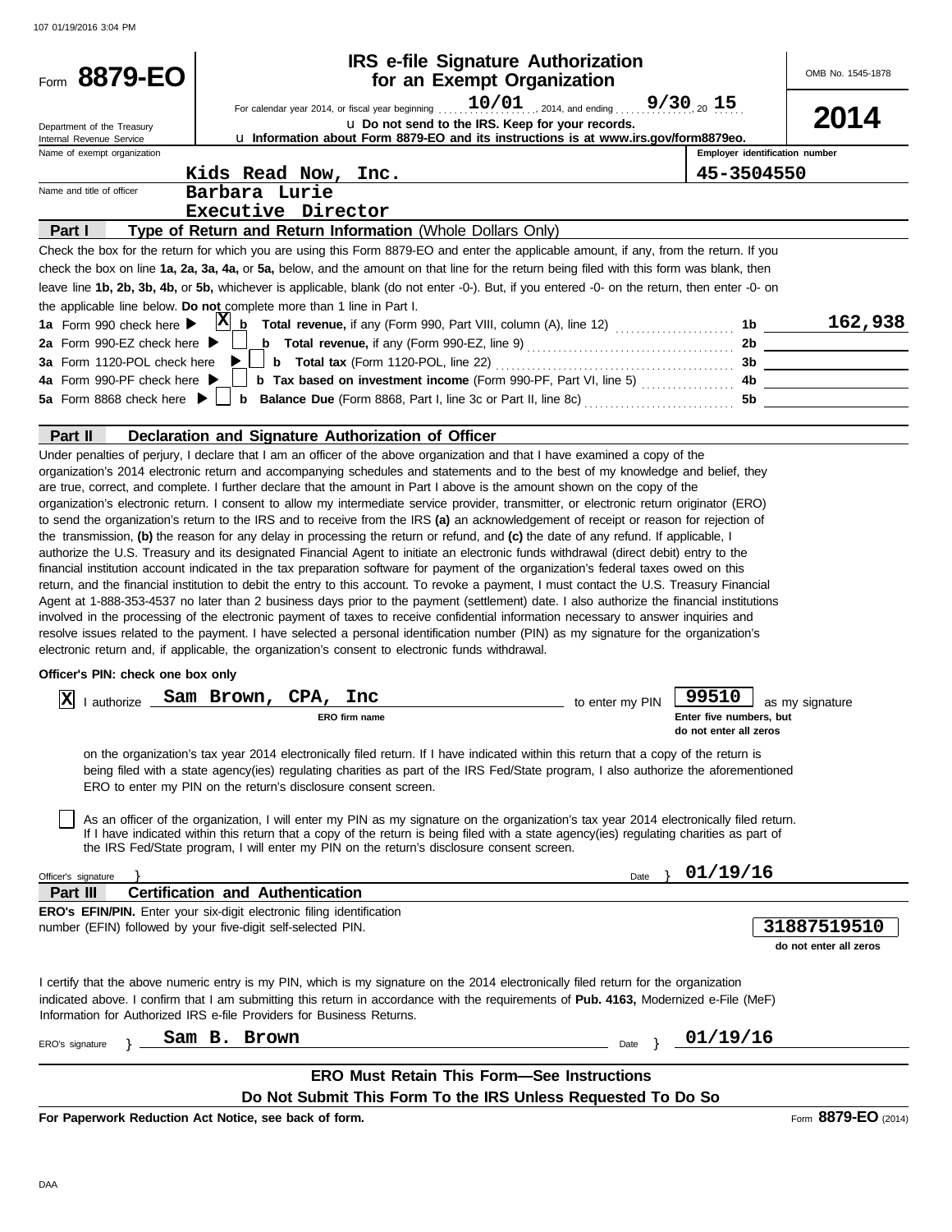# Form 8879-EO

## IRS e-file Signature Authorization for an Exempt Organization

OMB No. 1545-1878

**2014**

For calendar year 2014, or fiscal year beginning 10/01, 2014, and ending 9/30, 20 15

Department of the Treasury
Internal Revenue Service

u Do not send to the IRS. Keep for your records.

u Information about Form 8879-EO and its instructions is at www.irs.gov/form8879eo.

Name of exempt organization: Kids Read Now, Inc.

Employer identification number: 45-3504550

Name and title of officer: Barbara Lurie
Executive Director

### Part I — Type of Return and Return Information (Whole Dollars Only)

Check the box for the return for which you are using this Form 8879-EO and enter the applicable amount, if any, from the return. If you check the box on line **1a, 2a, 3a, 4a,** or **5a,** below, and the amount on that line for the return being filed with this form was blank, then leave line **1b, 2b, 3b, 4b,** or **5b,** whichever is applicable, blank (do not enter -0-). But, if you entered -0- on the return, then enter -0- on the applicable line below. **Do not** complete more than 1 line in Part I.

| | | | |
|---|---|---|---|
| **1a** Form 990 check here ▶ [X] | **b Total revenue,** if any (Form 990, Part VIII, column (A), line 12) | 1b | 162,938 |
| **2a** Form 990-EZ check here ▶ [ ] | **b Total revenue,** if any (Form 990-EZ, line 9) | 2b | |
| **3a** Form 1120-POL check here ▶ [ ] | **b Total tax** (Form 1120-POL, line 22) | 3b | |
| **4a** Form 990-PF check here ▶ [ ] | **b Tax based on investment income** (Form 990-PF, Part VI, line 5) | 4b | |
| **5a** Form 8868 check here ▶ [ ] | **b Balance Due** (Form 8868, Part I, line 3c or Part II, line 8c) | 5b | |

### Part II — Declaration and Signature Authorization of Officer

Under penalties of perjury, I declare that I am an officer of the above organization and that I have examined a copy of the organization's 2014 electronic return and accompanying schedules and statements and to the best of my knowledge and belief, they are true, correct, and complete. I further declare that the amount in Part I above is the amount shown on the copy of the organization's electronic return. I consent to allow my intermediate service provider, transmitter, or electronic return originator (ERO) to send the organization's return to the IRS and to receive from the IRS **(a)** an acknowledgement of receipt or reason for rejection of the transmission, **(b)** the reason for any delay in processing the return or refund, and **(c)** the date of any refund. If applicable, I authorize the U.S. Treasury and its designated Financial Agent to initiate an electronic funds withdrawal (direct debit) entry to the financial institution account indicated in the tax preparation software for payment of the organization's federal taxes owed on this return, and the financial institution to debit the entry to this account. To revoke a payment, I must contact the U.S. Treasury Financial Agent at 1-888-353-4537 no later than 2 business days prior to the payment (settlement) date. I also authorize the financial institutions involved in the processing of the electronic payment of taxes to receive confidential information necessary to answer inquiries and resolve issues related to the payment. I have selected a personal identification number (PIN) as my signature for the organization's electronic return and, if applicable, the organization's consent to electronic funds withdrawal.

**Officer's PIN: check one box only**

[X] I authorize Sam Brown, CPA, Inc (ERO firm name) to enter my PIN 99510 (Enter five numbers, but do not enter all zeros) as my signature on the organization's tax year 2014 electronically filed return. If I have indicated within this return that a copy of the return is being filed with a state agency(ies) regulating charities as part of the IRS Fed/State program, I also authorize the aforementioned ERO to enter my PIN on the return's disclosure consent screen.

[ ] As an officer of the organization, I will enter my PIN as my signature on the organization's tax year 2014 electronically filed return. If I have indicated within this return that a copy of the return is being filed with a state agency(ies) regulating charities as part of the IRS Fed/State program, I will enter my PIN on the return's disclosure consent screen.

Officer's signature } Date } 01/19/16

### Part III — Certification and Authentication

**ERO's EFIN/PIN.** Enter your six-digit electronic filing identification number (EFIN) followed by your five-digit self-selected PIN.

31887519510
do not enter all zeros

I certify that the above numeric entry is my PIN, which is my signature on the 2014 electronically filed return for the organization indicated above. I confirm that I am submitting this return in accordance with the requirements of **Pub. 4163,** Modernized e-File (MeF) Information for Authorized IRS e-file Providers for Business Returns.

ERO's signature } Sam B. Brown Date } 01/19/16

**ERO Must Retain This Form—See Instructions**

**Do Not Submit This Form To the IRS Unless Requested To Do So**

**For Paperwork Reduction Act Notice, see back of form.**

Form **8879-EO** (2014)

DAA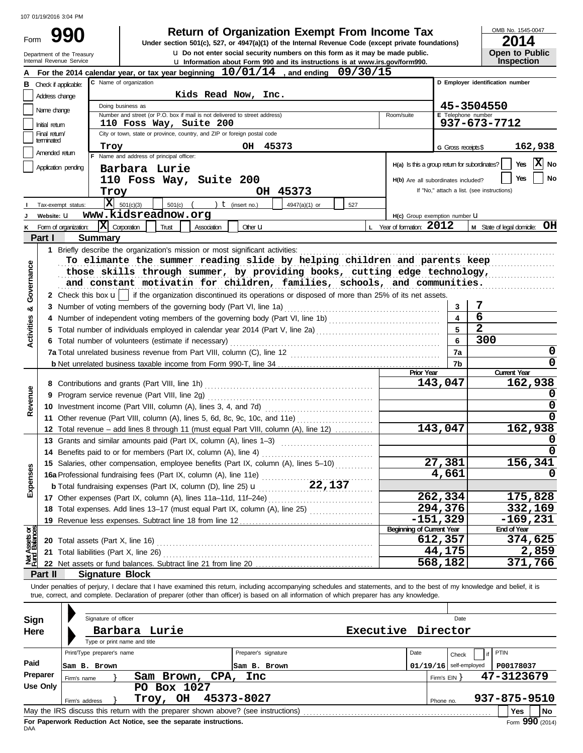# Form 990 — Return of Organization Exempt From Income Tax

**Under section 501(c), 527, or 4947(a)(1) of the Internal Revenue Code (except private foundations)**

u Do not enter social security numbers on this form as it may be made public.

u Information about Form 990 and its instructions is at www.irs.gov/form990.

Department of the Treasury
Internal Revenue Service

OMB No. 1545-0047

**2014**

**Open to Public Inspection**

**A** For the 2014 calendar year, or tax year beginning **10/01/14**, and ending **09/30/15**

**B** Check if applicable:
- Address change
- Name change
- Initial return
- Final return/terminated
- Amended return
- Application pending

**C** Name of organization: **Kids Read Now, Inc.**

Doing business as

Number and street (or P.O. box if mail is not delivered to street address): **110 Foss Way, Suite 200**  Room/suite

City or town, state or province, country, and ZIP or foreign postal code: **Troy OH 45373**

**D** Employer identification number: **45-3504550**

**E** Telephone number: **937-673-7712**

**G** Gross receipts $ **162,938**

**F** Name and address of principal officer:
**Barbara Lurie**
**110 Foss Way, Suite 200**
**Troy OH 45373**

H(a) Is this a group return for subordinates? Yes [ ] No [X]

H(b) Are all subordinates included? Yes [ ] No [ ]
If "No," attach a list. (see instructions)

**I** Tax-exempt status: [X] 501(c)(3) [ ] 501(c) ( ) t (insert no.) [ ] 4947(a)(1) or [ ] 527

**J** Website: u **www.kidsreadnow.org**

H(c) Group exemption number u

**K** Form of organization: [X] Corporation [ ] Trust [ ] Association [ ] Other u

**L** Year of formation: **2012**

**M** State of legal domicile: **OH**

## Part I Summary

**Activities & Governance**

1 Briefly describe the organization's mission or most significant activities:
To elimante the summer reading slide by helping children and parents keep those skills through summer, by providing books, cutting edge technology, and constant motivatin for children, families, schools, and communities.

2 Check this box u [ ] if the organization discontinued its operations or disposed of more than 25% of its net assets.

| | | | |
|---|---|---|---|
| 3 | Number of voting members of the governing body (Part VI, line 1a) | 3 | 7 |
| 4 | Number of independent voting members of the governing body (Part VI, line 1b) | 4 | 6 |
| 5 | Total number of individuals employed in calendar year 2014 (Part V, line 2a) | 5 | 2 |
| 6 | Total number of volunteers (estimate if necessary) | 6 | 300 |
| 7a | Total unrelated business revenue from Part VIII, column (C), line 12 | 7a | 0 |
| b | Net unrelated business taxable income from Form 990-T, line 34 | 7b | 0 |

| | | Prior Year | Current Year |
|---|---|---|---|
| **Revenue** | | | |
| 8 | Contributions and grants (Part VIII, line 1h) | 143,047 | 162,938 |
| 9 | Program service revenue (Part VIII, line 2g) | | 0 |
| 10 | Investment income (Part VIII, column (A), lines 3, 4, and 7d) | | 0 |
| 11 | Other revenue (Part VIII, column (A), lines 5, 6d, 8c, 9c, 10c, and 11e) | | 0 |
| 12 | Total revenue – add lines 8 through 11 (must equal Part VIII, column (A), line 12) | 143,047 | 162,938 |
| **Expenses** | | | |
| 13 | Grants and similar amounts paid (Part IX, column (A), lines 1–3) | | 0 |
| 14 | Benefits paid to or for members (Part IX, column (A), line 4) | | 0 |
| 15 | Salaries, other compensation, employee benefits (Part IX, column (A), lines 5–10) | 27,381 | 156,341 |
| 16a | Professional fundraising fees (Part IX, column (A), line 11e) | 4,661 | 0 |
| b | Total fundraising expenses (Part IX, column (D), line 25) u 22,137 | | |
| 17 | Other expenses (Part IX, column (A), lines 11a–11d, 11f–24e) | 262,334 | 175,828 |
| 18 | Total expenses. Add lines 13–17 (must equal Part IX, column (A), line 25) | 294,376 | 332,169 |
| 19 | Revenue less expenses. Subtract line 18 from line 12 | -151,329 | -169,231 |

| | | Beginning of Current Year | End of Year |
|---|---|---|---|
| **Net Assets or Fund Balances** | | | |
| 20 | Total assets (Part X, line 16) | 612,357 | 374,625 |
| 21 | Total liabilities (Part X, line 26) | 44,175 | 2,859 |
| 22 | Net assets or fund balances. Subtract line 21 from line 20 | 568,182 | 371,766 |

## Part II Signature Block

Under penalties of perjury, I declare that I have examined this return, including accompanying schedules and statements, and to the best of my knowledge and belief, it is true, correct, and complete. Declaration of preparer (other than officer) is based on all information of which preparer has any knowledge.

**Sign Here**

Signature of officer | Date

**Barbara Lurie — Executive Director**
Type or print name and title

**Paid Preparer Use Only**

| Print/Type preparer's name | Preparer's signature | Date | Check [ ] if self-employed | PTIN |
|---|---|---|---|---|
| Sam B. Brown | Sam B. Brown | 01/19/16 | | P00178037 |

Firm's name } **Sam Brown, CPA, Inc** — Firm's EIN } **47-3123679**

Firm's address } **PO Box 1027, Troy, OH 45373-8027** — Phone no. **937-875-9510**

May the IRS discuss this return with the preparer shown above? (see instructions) [ ] Yes [ ] No

**For Paperwork Reduction Act Notice, see the separate instructions.**

Form **990** (2014)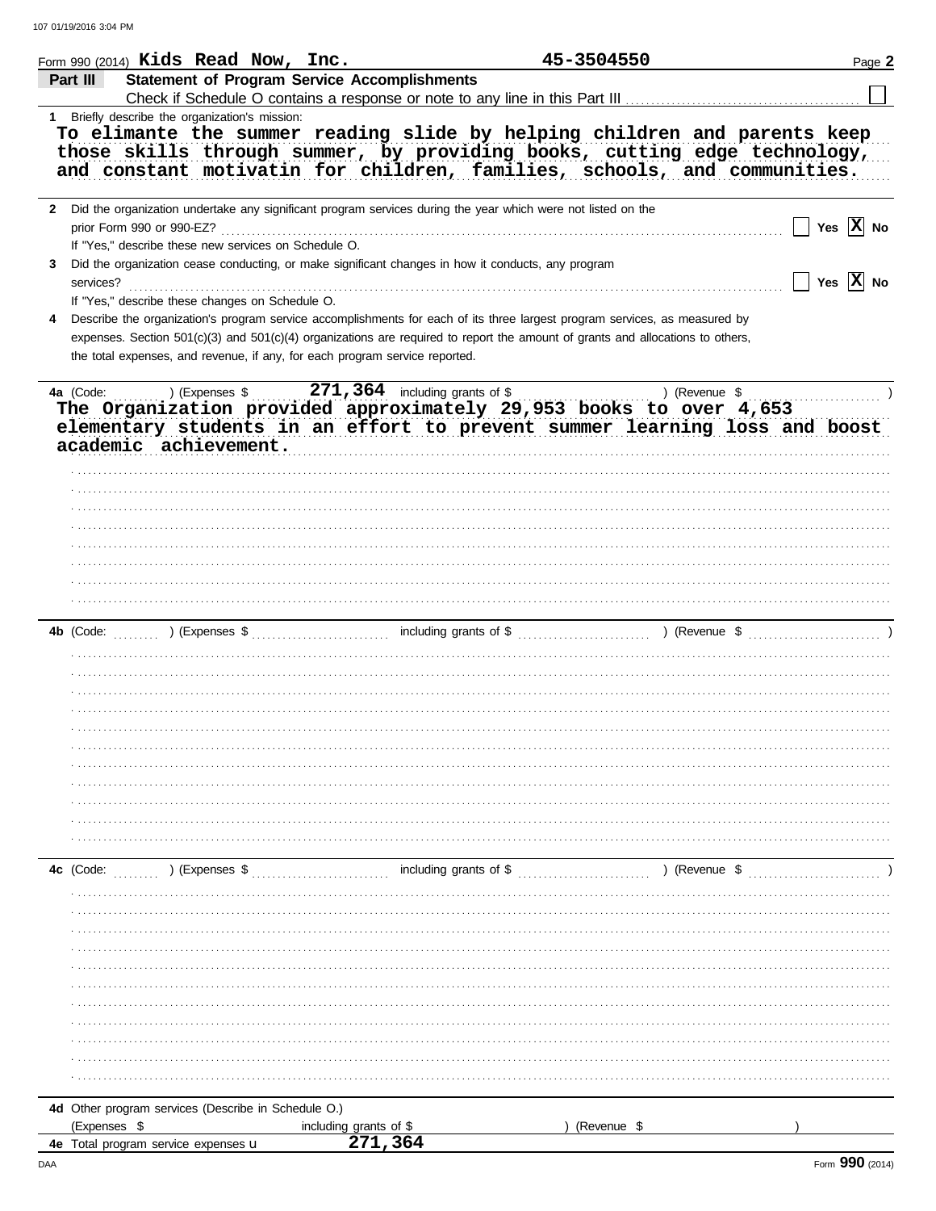Form 990 (2014) **Kids Read Now, Inc.** **45-3504550** Page **2**

## Part III Statement of Program Service Accomplishments

Check if Schedule O contains a response or note to any line in this Part III ☐

**1** Briefly describe the organization's mission:

To elimante the summer reading slide by helping children and parents keep those skills through summer, by providing books, cutting edge technology, and constant motivatin for children, families, schools, and communities.

**2** Did the organization undertake any significant program services during the year which were not listed on the prior Form 990 or 990-EZ? ☐ Yes ☒ No

If "Yes," describe these new services on Schedule O.

**3** Did the organization cease conducting, or make significant changes in how it conducts, any program services? ☐ Yes ☒ No

If "Yes," describe these changes on Schedule O.

**4** Describe the organization's program service accomplishments for each of its three largest program services, as measured by expenses. Section 501(c)(3) and 501(c)(4) organizations are required to report the amount of grants and allocations to others, the total expenses, and revenue, if any, for each program service reported.

**4a** (Code: ) (Expenses $ 271,364 including grants of $ ) (Revenue $ )

The Organization provided approximately 29,953 books to over 4,653 elementary students in an effort to prevent summer learning loss and boost academic achievement.

**4b** (Code: ) (Expenses $ including grants of $ ) (Revenue $ )

**4c** (Code: ) (Expenses $ including grants of $ ) (Revenue $ )

**4d** Other program services (Describe in Schedule O.)

(Expenses $ including grants of $ ) (Revenue $ )

**4e** Total program service expenses 271,364

Form **990** (2014)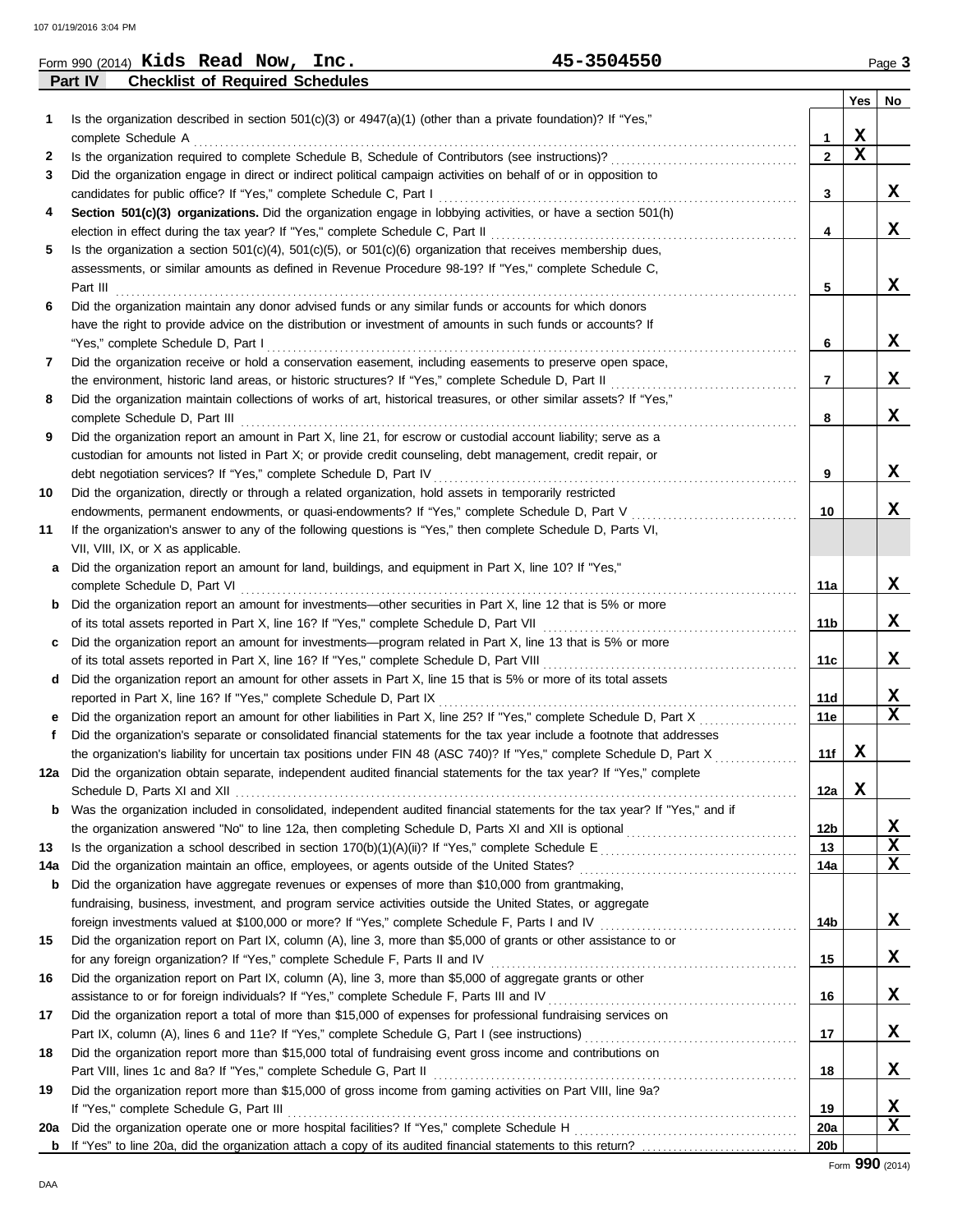Form 990 (2014) **Kids Read Now, Inc.** **45-3504550** Page **3**

## Part IV Checklist of Required Schedules

| | | | Yes | No |
|---|---|---|---|---|
| **1** | Is the organization described in section 501(c)(3) or 4947(a)(1) (other than a private foundation)? If "Yes," complete Schedule A | **1** | X | |
| **2** | Is the organization required to complete Schedule B, Schedule of Contributors (see instructions)? | **2** | X | |
| **3** | Did the organization engage in direct or indirect political campaign activities on behalf of or in opposition to candidates for public office? If "Yes," complete Schedule C, Part I | **3** | | X |
| **4** | **Section 501(c)(3) organizations.** Did the organization engage in lobbying activities, or have a section 501(h) election in effect during the tax year? If "Yes," complete Schedule C, Part II | **4** | | X |
| **5** | Is the organization a section 501(c)(4), 501(c)(5), or 501(c)(6) organization that receives membership dues, assessments, or similar amounts as defined in Revenue Procedure 98-19? If "Yes," complete Schedule C, Part III | **5** | | X |
| **6** | Did the organization maintain any donor advised funds or any similar funds or accounts for which donors have the right to provide advice on the distribution or investment of amounts in such funds or accounts? If "Yes," complete Schedule D, Part I | **6** | | X |
| **7** | Did the organization receive or hold a conservation easement, including easements to preserve open space, the environment, historic land areas, or historic structures? If "Yes," complete Schedule D, Part II | **7** | | X |
| **8** | Did the organization maintain collections of works of art, historical treasures, or other similar assets? If "Yes," complete Schedule D, Part III | **8** | | X |
| **9** | Did the organization report an amount in Part X, line 21, for escrow or custodial account liability; serve as a custodian for amounts not listed in Part X; or provide credit counseling, debt management, credit repair, or debt negotiation services? If "Yes," complete Schedule D, Part IV | **9** | | X |
| **10** | Did the organization, directly or through a related organization, hold assets in temporarily restricted endowments, permanent endowments, or quasi-endowments? If "Yes," complete Schedule D, Part V | **10** | | X |
| **11** | If the organization's answer to any of the following questions is "Yes," then complete Schedule D, Parts VI, VII, VIII, IX, or X as applicable. | | | |
| **a** | Did the organization report an amount for land, buildings, and equipment in Part X, line 10? If "Yes," complete Schedule D, Part VI | **11a** | | X |
| **b** | Did the organization report an amount for investments—other securities in Part X, line 12 that is 5% or more of its total assets reported in Part X, line 16? If "Yes," complete Schedule D, Part VII | **11b** | | X |
| **c** | Did the organization report an amount for investments—program related in Part X, line 13 that is 5% or more of its total assets reported in Part X, line 16? If "Yes," complete Schedule D, Part VIII | **11c** | | X |
| **d** | Did the organization report an amount for other assets in Part X, line 15 that is 5% or more of its total assets reported in Part X, line 16? If "Yes," complete Schedule D, Part IX | **11d** | | X |
| **e** | Did the organization report an amount for other liabilities in Part X, line 25? If "Yes," complete Schedule D, Part X | **11e** | | X |
| **f** | Did the organization's separate or consolidated financial statements for the tax year include a footnote that addresses the organization's liability for uncertain tax positions under FIN 48 (ASC 740)? If "Yes," complete Schedule D, Part X | **11f** | X | |
| **12a** | Did the organization obtain separate, independent audited financial statements for the tax year? If "Yes," complete Schedule D, Parts XI and XII | **12a** | X | |
| **b** | Was the organization included in consolidated, independent audited financial statements for the tax year? If "Yes," and if the organization answered "No" to line 12a, then completing Schedule D, Parts XI and XII is optional | **12b** | | X |
| **13** | Is the organization a school described in section 170(b)(1)(A)(ii)? If "Yes," complete Schedule E | **13** | | X |
| **14a** | Did the organization maintain an office, employees, or agents outside of the United States? | **14a** | | X |
| **b** | Did the organization have aggregate revenues or expenses of more than $10,000 from grantmaking, fundraising, business, investment, and program service activities outside the United States, or aggregate foreign investments valued at $100,000 or more? If "Yes," complete Schedule F, Parts I and IV | **14b** | | X |
| **15** | Did the organization report on Part IX, column (A), line 3, more than $5,000 of grants or other assistance to or for any foreign organization? If "Yes," complete Schedule F, Parts II and IV | **15** | | X |
| **16** | Did the organization report on Part IX, column (A), line 3, more than $5,000 of aggregate grants or other assistance to or for foreign individuals? If "Yes," complete Schedule F, Parts III and IV | **16** | | X |
| **17** | Did the organization report a total of more than $15,000 of expenses for professional fundraising services on Part IX, column (A), lines 6 and 11e? If "Yes," complete Schedule G, Part I (see instructions) | **17** | | X |
| **18** | Did the organization report more than $15,000 total of fundraising event gross income and contributions on Part VIII, lines 1c and 8a? If "Yes," complete Schedule G, Part II | **18** | | X |
| **19** | Did the organization report more than $15,000 of gross income from gaming activities on Part VIII, line 9a? If "Yes," complete Schedule G, Part III | **19** | | X |
| **20a** | Did the organization operate one or more hospital facilities? If "Yes," complete Schedule H | **20a** | | X |
| **b** | If "Yes" to line 20a, did the organization attach a copy of its audited financial statements to this return? | **20b** | | |

Form **990** (2014)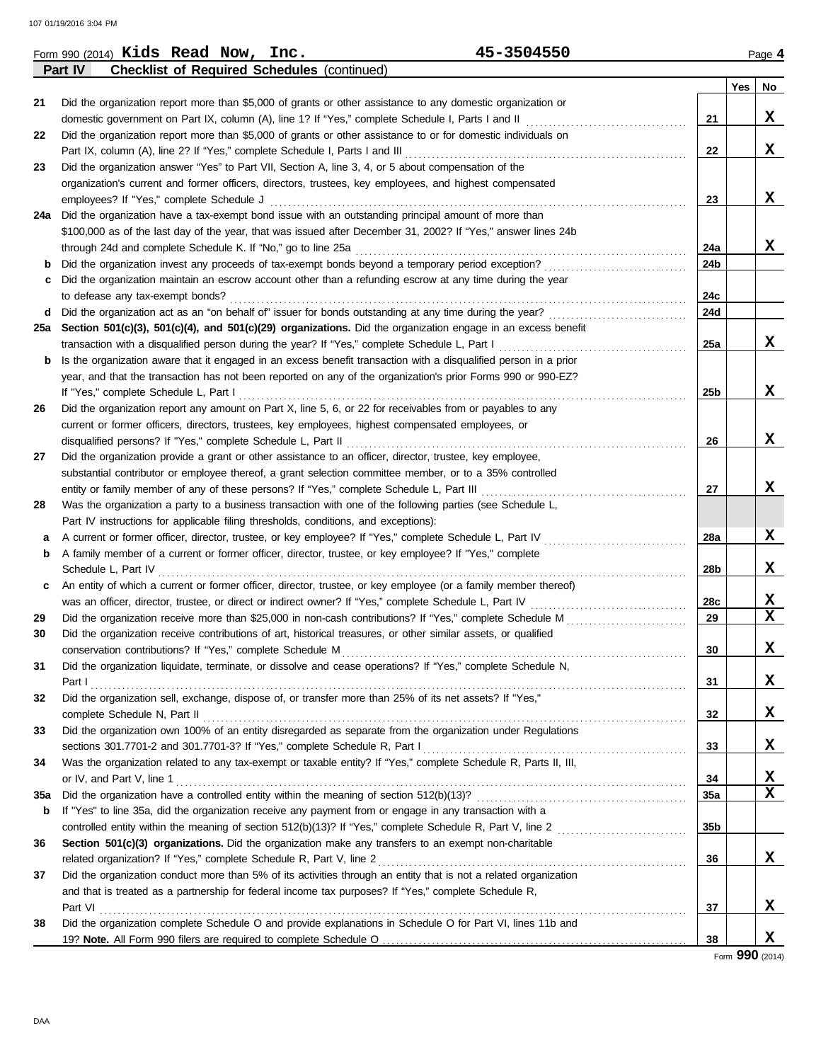Form 990 (2014) **Kids Read Now, Inc.** **45-3504550** Page **4**

**Part IV** **Checklist of Required Schedules** (continued)

| | | | Yes | No |
|---|---|---|---|---|
| 21 | Did the organization report more than $5,000 of grants or other assistance to any domestic organization or domestic government on Part IX, column (A), line 1? If "Yes," complete Schedule I, Parts I and II | 21 | | X |
| 22 | Did the organization report more than $5,000 of grants or other assistance to or for domestic individuals on Part IX, column (A), line 2? If "Yes," complete Schedule I, Parts I and III | 22 | | X |
| 23 | Did the organization answer "Yes" to Part VII, Section A, line 3, 4, or 5 about compensation of the organization's current and former officers, directors, trustees, key employees, and highest compensated employees? If "Yes," complete Schedule J | 23 | | X |
| 24a | Did the organization have a tax-exempt bond issue with an outstanding principal amount of more than $100,000 as of the last day of the year, that was issued after December 31, 2002? If "Yes," answer lines 24b through 24d and complete Schedule K. If "No," go to line 25a | 24a | | X |
| b | Did the organization invest any proceeds of tax-exempt bonds beyond a temporary period exception? | 24b | | |
| c | Did the organization maintain an escrow account other than a refunding escrow at any time during the year to defease any tax-exempt bonds? | 24c | | |
| d | Did the organization act as an "on behalf of" issuer for bonds outstanding at any time during the year? | 24d | | |
| 25a | **Section 501(c)(3), 501(c)(4), and 501(c)(29) organizations.** Did the organization engage in an excess benefit transaction with a disqualified person during the year? If "Yes," complete Schedule L, Part I | 25a | | X |
| b | Is the organization aware that it engaged in an excess benefit transaction with a disqualified person in a prior year, and that the transaction has not been reported on any of the organization's prior Forms 990 or 990-EZ? If "Yes," complete Schedule L, Part I | 25b | | X |
| 26 | Did the organization report any amount on Part X, line 5, 6, or 22 for receivables from or payables to any current or former officers, directors, trustees, key employees, highest compensated employees, or disqualified persons? If "Yes," complete Schedule L, Part II | 26 | | X |
| 27 | Did the organization provide a grant or other assistance to an officer, director, trustee, key employee, substantial contributor or employee thereof, a grant selection committee member, or to a 35% controlled entity or family member of any of these persons? If "Yes," complete Schedule L, Part III | 27 | | X |
| 28 | Was the organization a party to a business transaction with one of the following parties (see Schedule L, Part IV instructions for applicable filing thresholds, conditions, and exceptions): | | | |
| a | A current or former officer, director, trustee, or key employee? If "Yes," complete Schedule L, Part IV | 28a | | X |
| b | A family member of a current or former officer, director, trustee, or key employee? If "Yes," complete Schedule L, Part IV | 28b | | X |
| c | An entity of which a current or former officer, director, trustee, or key employee (or a family member thereof) was an officer, director, trustee, or direct or indirect owner? If "Yes," complete Schedule L, Part IV | 28c | | X |
| 29 | Did the organization receive more than $25,000 in non-cash contributions? If "Yes," complete Schedule M | 29 | | X |
| 30 | Did the organization receive contributions of art, historical treasures, or other similar assets, or qualified conservation contributions? If "Yes," complete Schedule M | 30 | | X |
| 31 | Did the organization liquidate, terminate, or dissolve and cease operations? If "Yes," complete Schedule N, Part I | 31 | | X |
| 32 | Did the organization sell, exchange, dispose of, or transfer more than 25% of its net assets? If "Yes," complete Schedule N, Part II | 32 | | X |
| 33 | Did the organization own 100% of an entity disregarded as separate from the organization under Regulations sections 301.7701-2 and 301.7701-3? If "Yes," complete Schedule R, Part I | 33 | | X |
| 34 | Was the organization related to any tax-exempt or taxable entity? If "Yes," complete Schedule R, Parts II, III, or IV, and Part V, line 1 | 34 | | X |
| 35a | Did the organization have a controlled entity within the meaning of section 512(b)(13)? | 35a | | X |
| b | If "Yes" to line 35a, did the organization receive any payment from or engage in any transaction with a controlled entity within the meaning of section 512(b)(13)? If "Yes," complete Schedule R, Part V, line 2 | 35b | | |
| 36 | **Section 501(c)(3) organizations.** Did the organization make any transfers to an exempt non-charitable related organization? If "Yes," complete Schedule R, Part V, line 2 | 36 | | X |
| 37 | Did the organization conduct more than 5% of its activities through an entity that is not a related organization and that is treated as a partnership for federal income tax purposes? If "Yes," complete Schedule R, Part VI | 37 | | X |
| 38 | Did the organization complete Schedule O and provide explanations in Schedule O for Part VI, lines 11b and 19? **Note.** All Form 990 filers are required to complete Schedule O | 38 | | X |

Form **990** (2014)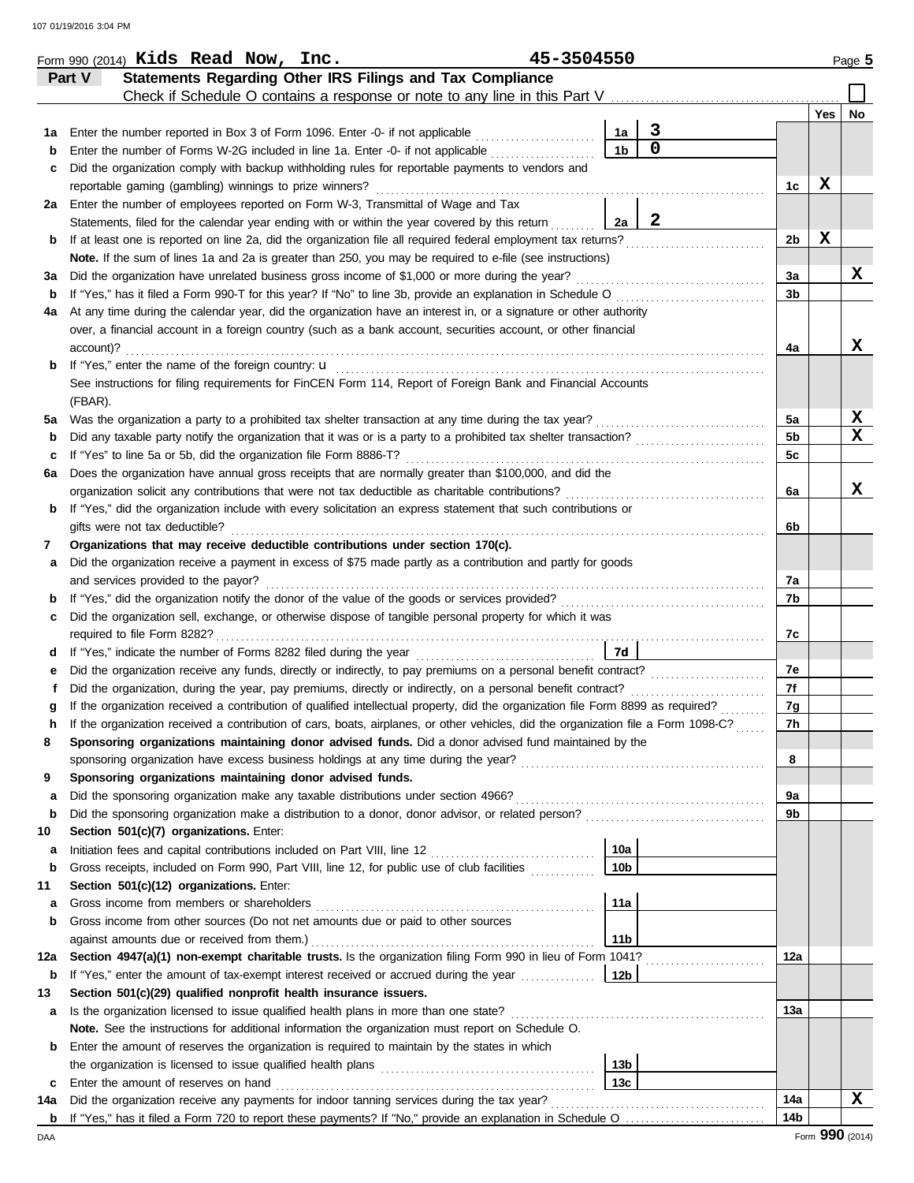Form 990 (2014) **Kids Read Now, Inc.** **45-3504550** Page **5**

## Part V Statements Regarding Other IRS Filings and Tax Compliance

Check if Schedule O contains a response or note to any line in this Part V ☐

| | | | | | Yes | No |
|---|---|---|---|---|---|---|
| **1a** | Enter the number reported in Box 3 of Form 1096. Enter -0- if not applicable | 1a | 3 | | | |
| **b** | Enter the number of Forms W-2G included in line 1a. Enter -0- if not applicable | 1b | 0 | | | |
| **c** | Did the organization comply with backup withholding rules for reportable payments to vendors and reportable gaming (gambling) winnings to prize winners? | | | 1c | X | |
| **2a** | Enter the number of employees reported on Form W-3, Transmittal of Wage and Tax Statements, filed for the calendar year ending with or within the year covered by this return | 2a | 2 | | | |
| **b** | If at least one is reported on line 2a, did the organization file all required federal employment tax returns? | | | 2b | X | |
| | **Note.** If the sum of lines 1a and 2a is greater than 250, you may be required to e-file (see instructions) | | | | | |
| **3a** | Did the organization have unrelated business gross income of $1,000 or more during the year? | | | 3a | | X |
| **b** | If "Yes," has it filed a Form 990-T for this year? If "No" to line 3b, provide an explanation in Schedule O | | | 3b | | |
| **4a** | At any time during the calendar year, did the organization have an interest in, or a signature or other authority over, a financial account in a foreign country (such as a bank account, securities account, or other financial account)? | | | 4a | | X |
| **b** | If "Yes," enter the name of the foreign country: u | | | | | |
| | See instructions for filing requirements for FinCEN Form 114, Report of Foreign Bank and Financial Accounts (FBAR). | | | | | |
| **5a** | Was the organization a party to a prohibited tax shelter transaction at any time during the tax year? | | | 5a | | X |
| **b** | Did any taxable party notify the organization that it was or is a party to a prohibited tax shelter transaction? | | | 5b | | X |
| **c** | If "Yes" to line 5a or 5b, did the organization file Form 8886-T? | | | 5c | | |
| **6a** | Does the organization have annual gross receipts that are normally greater than $100,000, and did the organization solicit any contributions that were not tax deductible as charitable contributions? | | | 6a | | X |
| **b** | If "Yes," did the organization include with every solicitation an express statement that such contributions or gifts were not tax deductible? | | | 6b | | |
| **7** | **Organizations that may receive deductible contributions under section 170(c).** | | | | | |
| **a** | Did the organization receive a payment in excess of $75 made partly as a contribution and partly for goods and services provided to the payor? | | | 7a | | |
| **b** | If "Yes," did the organization notify the donor of the value of the goods or services provided? | | | 7b | | |
| **c** | Did the organization sell, exchange, or otherwise dispose of tangible personal property for which it was required to file Form 8282? | | | 7c | | |
| **d** | If "Yes," indicate the number of Forms 8282 filed during the year | 7d | | | | |
| **e** | Did the organization receive any funds, directly or indirectly, to pay premiums on a personal benefit contract? | | | 7e | | |
| **f** | Did the organization, during the year, pay premiums, directly or indirectly, on a personal benefit contract? | | | 7f | | |
| **g** | If the organization received a contribution of qualified intellectual property, did the organization file Form 8899 as required? | | | 7g | | |
| **h** | If the organization received a contribution of cars, boats, airplanes, or other vehicles, did the organization file a Form 1098-C? | | | 7h | | |
| **8** | **Sponsoring organizations maintaining donor advised funds.** Did a donor advised fund maintained by the sponsoring organization have excess business holdings at any time during the year? | | | 8 | | |
| **9** | **Sponsoring organizations maintaining donor advised funds.** | | | | | |
| **a** | Did the sponsoring organization make any taxable distributions under section 4966? | | | 9a | | |
| **b** | Did the sponsoring organization make a distribution to a donor, donor advisor, or related person? | | | 9b | | |
| **10** | **Section 501(c)(7) organizations.** Enter: | | | | | |
| **a** | Initiation fees and capital contributions included on Part VIII, line 12 | 10a | | | | |
| **b** | Gross receipts, included on Form 990, Part VIII, line 12, for public use of club facilities | 10b | | | | |
| **11** | **Section 501(c)(12) organizations.** Enter: | | | | | |
| **a** | Gross income from members or shareholders | 11a | | | | |
| **b** | Gross income from other sources (Do not net amounts due or paid to other sources against amounts due or received from them.) | 11b | | | | |
| **12a** | **Section 4947(a)(1) non-exempt charitable trusts.** Is the organization filing Form 990 in lieu of Form 1041? | | | 12a | | |
| **b** | If "Yes," enter the amount of tax-exempt interest received or accrued during the year | 12b | | | | |
| **13** | **Section 501(c)(29) qualified nonprofit health insurance issuers.** | | | | | |
| **a** | Is the organization licensed to issue qualified health plans in more than one state? | | | 13a | | |
| | **Note.** See the instructions for additional information the organization must report on Schedule O. | | | | | |
| **b** | Enter the amount of reserves the organization is required to maintain by the states in which the organization is licensed to issue qualified health plans | 13b | | | | |
| **c** | Enter the amount of reserves on hand | 13c | | | | |
| **14a** | Did the organization receive any payments for indoor tanning services during the tax year? | | | 14a | | X |
| **b** | If "Yes," has it filed a Form 720 to report these payments? If "No," provide an explanation in Schedule O | | | 14b | | |

Form **990** (2014)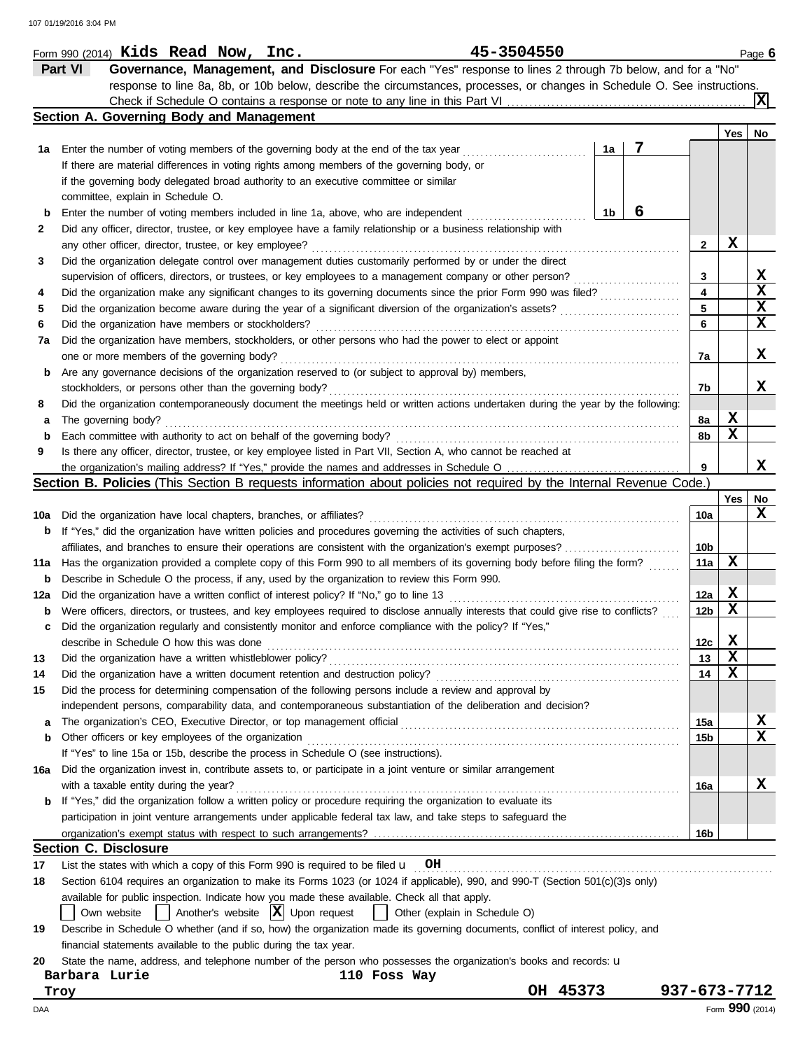Form 990 (2014) **Kids Read Now, Inc.** **45-3504550**

**Part VI** **Governance, Management, and Disclosure** For each "Yes" response to lines 2 through 7b below, and for a "No" response to line 8a, 8b, or 10b below, describe the circumstances, processes, or changes in Schedule O. See instructions.

Check if Schedule O contains a response or note to any line in this Part VI .......... [X]

## Section A. Governing Body and Management

| | | | Yes | No |
|---|---|---|---|---|
| 1a | Enter the number of voting members of the governing body at the end of the tax year ... 1a: 7<br>If there are material differences in voting rights among members of the governing body, or if the governing body delegated broad authority to an executive committee or similar committee, explain in Schedule O. | | | |
| b | Enter the number of voting members included in line 1a, above, who are independent ... 1b: 6 | | | |
| 2 | Did any officer, director, trustee, or key employee have a family relationship or a business relationship with any other officer, director, trustee, or key employee? | 2 | X | |
| 3 | Did the organization delegate control over management duties customarily performed by or under the direct supervision of officers, directors, or trustees, or key employees to a management company or other person? | 3 | | X |
| 4 | Did the organization make any significant changes to its governing documents since the prior Form 990 was filed? | 4 | | X |
| 5 | Did the organization become aware during the year of a significant diversion of the organization's assets? | 5 | | X |
| 6 | Did the organization have members or stockholders? | 6 | | X |
| 7a | Did the organization have members, stockholders, or other persons who had the power to elect or appoint one or more members of the governing body? | 7a | | X |
| b | Are any governance decisions of the organization reserved to (or subject to approval by) members, stockholders, or persons other than the governing body? | 7b | | X |
| 8 | Did the organization contemporaneously document the meetings held or written actions undertaken during the year by the following: | | | |
| a | The governing body? | 8a | X | |
| b | Each committee with authority to act on behalf of the governing body? | 8b | X | |
| 9 | Is there any officer, director, trustee, or key employee listed in Part VII, Section A, who cannot be reached at the organization's mailing address? If "Yes," provide the names and addresses in Schedule O | 9 | | X |

## Section B. Policies (This Section B requests information about policies not required by the Internal Revenue Code.)

| | | | Yes | No |
|---|---|---|---|---|
| 10a | Did the organization have local chapters, branches, or affiliates? | 10a | | X |
| b | If "Yes," did the organization have written policies and procedures governing the activities of such chapters, affiliates, and branches to ensure their operations are consistent with the organization's exempt purposes? | 10b | | |
| 11a | Has the organization provided a complete copy of this Form 990 to all members of its governing body before filing the form? | 11a | X | |
| b | Describe in Schedule O the process, if any, used by the organization to review this Form 990. | | | |
| 12a | Did the organization have a written conflict of interest policy? If "No," go to line 13 | 12a | X | |
| b | Were officers, directors, or trustees, and key employees required to disclose annually interests that could give rise to conflicts? | 12b | X | |
| c | Did the organization regularly and consistently monitor and enforce compliance with the policy? If "Yes," describe in Schedule O how this was done | 12c | X | |
| 13 | Did the organization have a written whistleblower policy? | 13 | X | |
| 14 | Did the organization have a written document retention and destruction policy? | 14 | X | |
| 15 | Did the process for determining compensation of the following persons include a review and approval by independent persons, comparability data, and contemporaneous substantiation of the deliberation and decision? | | | |
| a | The organization's CEO, Executive Director, or top management official | 15a | | X |
| b | Other officers or key employees of the organization | 15b | | X |
| | If "Yes" to line 15a or 15b, describe the process in Schedule O (see instructions). | | | |
| 16a | Did the organization invest in, contribute assets to, or participate in a joint venture or similar arrangement with a taxable entity during the year? | 16a | | X |
| b | If "Yes," did the organization follow a written policy or procedure requiring the organization to evaluate its participation in joint venture arrangements under applicable federal tax law, and take steps to safeguard the organization's exempt status with respect to such arrangements? | 16b | | |

## Section C. Disclosure

17 List the states with which a copy of this Form 990 is required to be filed u **OH**

18 Section 6104 requires an organization to make its Forms 1023 (or 1024 if applicable), 990, and 990-T (Section 501(c)(3)s only) available for public inspection. Indicate how you made these available. Check all that apply.

[ ] Own website [ ] Another's website [X] Upon request [ ] Other (explain in Schedule O)

19 Describe in Schedule O whether (and if so, how) the organization made its governing documents, conflict of interest policy, and financial statements available to the public during the tax year.

20 State the name, address, and telephone number of the person who possesses the organization's books and records: u

Barbara Lurie 110 Foss Way
Troy OH 45373 937-673-7712

Form **990** (2014)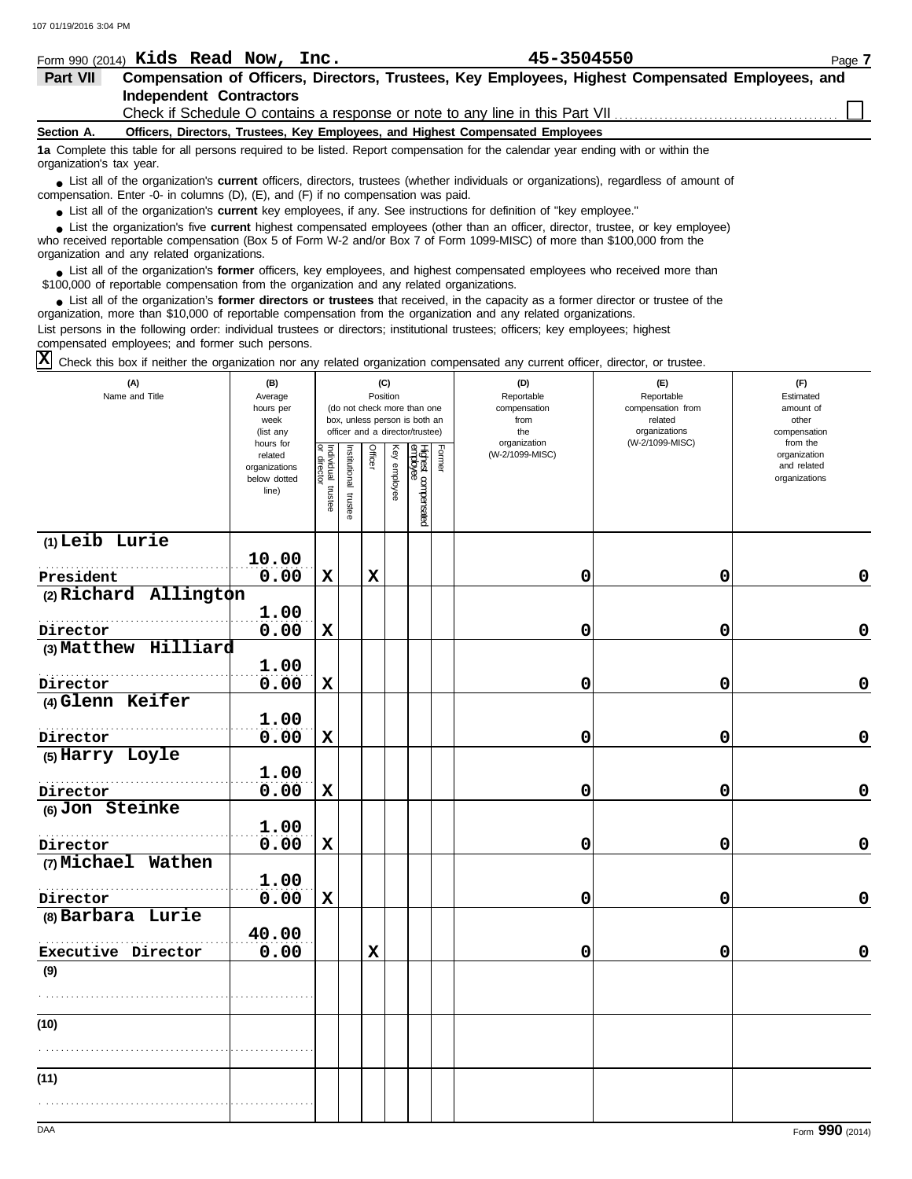Form 990 (2014) **Kids Read Now, Inc.** **45-3504550** Page **7**

## Part VII Compensation of Officers, Directors, Trustees, Key Employees, Highest Compensated Employees, and Independent Contractors

Check if Schedule O contains a response or note to any line in this Part VII ☐

**Section A. Officers, Directors, Trustees, Key Employees, and Highest Compensated Employees**

**1a** Complete this table for all persons required to be listed. Report compensation for the calendar year ending with or within the organization's tax year.

- List all of the organization's **current** officers, directors, trustees (whether individuals or organizations), regardless of amount of compensation. Enter -0- in columns (D), (E), and (F) if no compensation was paid.
- List all of the organization's **current** key employees, if any. See instructions for definition of "key employee."
- List the organization's five **current** highest compensated employees (other than an officer, director, trustee, or key employee) who received reportable compensation (Box 5 of Form W-2 and/or Box 7 of Form 1099-MISC) of more than $100,000 from the organization and any related organizations.
- List all of the organization's **former** officers, key employees, and highest compensated employees who received more than $100,000 of reportable compensation from the organization and any related organizations.
- List all of the organization's **former directors or trustees** that received, in the capacity as a former director or trustee of the organization, more than $10,000 of reportable compensation from the organization and any related organizations.

List persons in the following order: individual trustees or directors; institutional trustees; officers; key employees; highest compensated employees; and former such persons.

**X** Check this box if neither the organization nor any related organization compensated any current officer, director, or trustee.

| (A) Name and Title | (B) Average hours per week (list any hours for related organizations below dotted line) | (C) Position (do not check more than one box, unless person is both an officer and a director/trustee) | | | | | | (D) Reportable compensation from the organization (W-2/1099-MISC) | (E) Reportable compensation from related organizations (W-2/1099-MISC) | (F) Estimated amount of other compensation from the organization and related organizations |
|---|---|---|---|---|---|---|---|---|---|---|
| | | Individual trustee or director | Institutional trustee | Officer | Key employee | Highest compensated employee | Former | | | |
| (1) Leib Lurie<br>President | 10.00<br>0.00 | X | | X | | | | 0 | 0 | 0 |
| (2) Richard Allington<br>Director | 1.00<br>0.00 | X | | | | | | 0 | 0 | 0 |
| (3) Matthew Hilliard<br>Director | 1.00<br>0.00 | X | | | | | | 0 | 0 | 0 |
| (4) Glenn Keifer<br>Director | 1.00<br>0.00 | X | | | | | | 0 | 0 | 0 |
| (5) Harry Loyle<br>Director | 1.00<br>0.00 | X | | | | | | 0 | 0 | 0 |
| (6) Jon Steinke<br>Director | 1.00<br>0.00 | X | | | | | | 0 | 0 | 0 |
| (7) Michael Wathen<br>Director | 1.00<br>0.00 | X | | | | | | 0 | 0 | 0 |
| (8) Barbara Lurie<br>Executive Director | 40.00<br>0.00 | | | X | | | | 0 | 0 | 0 |
| (9) | | | | | | | | | | |
| (10) | | | | | | | | | | |
| (11) | | | | | | | | | | |

DAA Form **990** (2014)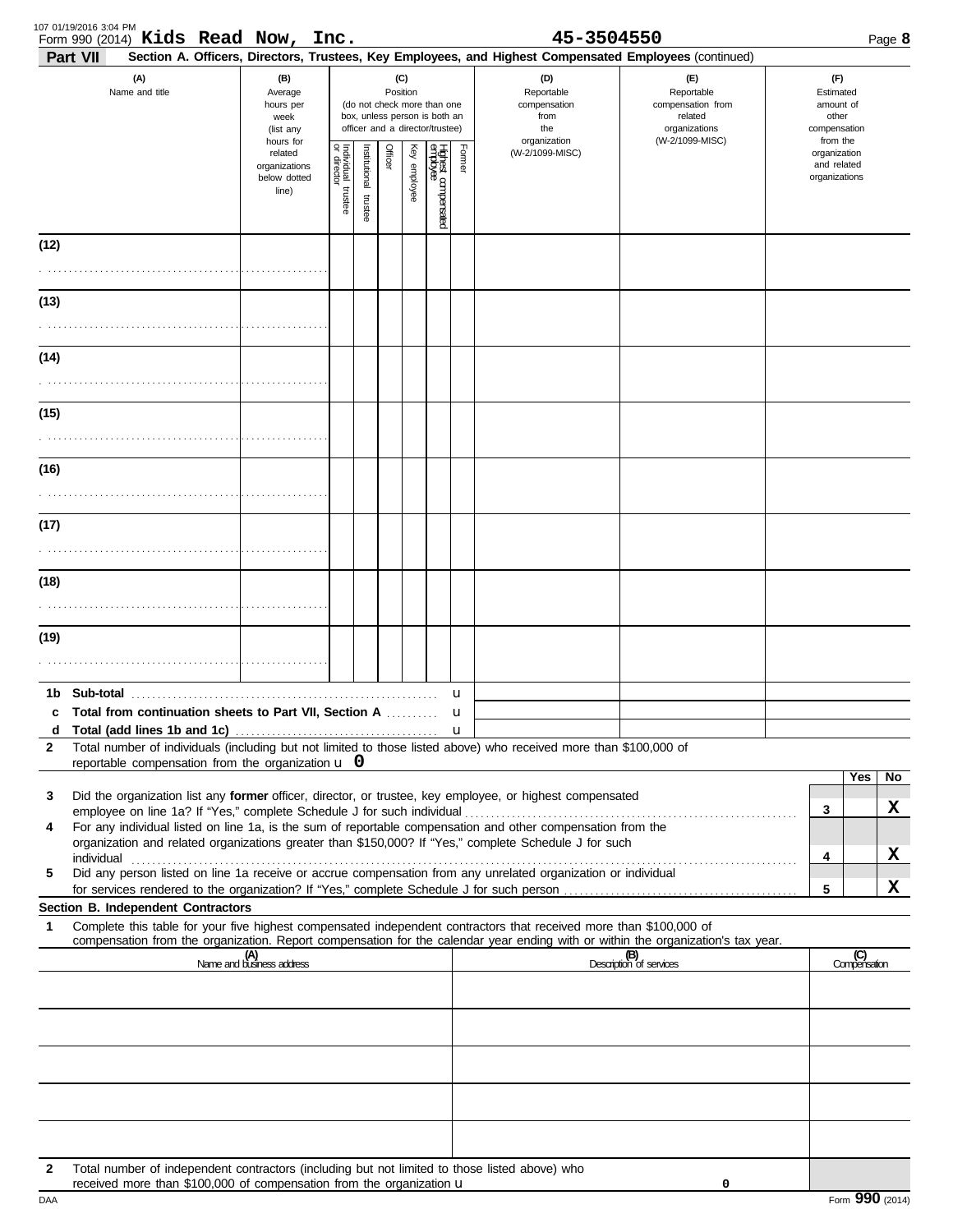Form 990 (2014) **Kids Read Now, Inc.** **45-3504550** Page **8**

**Part VII** **Section A. Officers, Directors, Trustees, Key Employees, and Highest Compensated Employees** (continued)

| (A) Name and title | (B) Average hours per week (list any hours for related organizations below dotted line) | (C) Position (do not check more than one box, unless person is both an officer and a director/trustee) | | | | | | (D) Reportable compensation from the organization (W-2/1099-MISC) | (E) Reportable compensation from related organizations (W-2/1099-MISC) | (F) Estimated amount of other compensation from the organization and related organizations |
|---|---|---|---|---|---|---|---|---|---|---|
| | | Individual trustee or director | Institutional trustee | Officer | Key employee | Highest compensated employee | Former | | | |
| (12) | | | | | | | | | | |
| (13) | | | | | | | | | | |
| (14) | | | | | | | | | | |
| (15) | | | | | | | | | | |
| (16) | | | | | | | | | | |
| (17) | | | | | | | | | | |
| (18) | | | | | | | | | | |
| (19) | | | | | | | | | | |

**1b Sub-total** u

**c Total from continuation sheets to Part VII, Section A** u

**d Total (add lines 1b and 1c)** u

**2** Total number of individuals (including but not limited to those listed above) who received more than $100,000 of reportable compensation from the organization u **0**

| | | | Yes | No |
|---|---|---|---|---|
| 3 | Did the organization list any **former** officer, director, or trustee, key employee, or highest compensated employee on line 1a? If "Yes," complete Schedule J for such individual | 3 | | X |
| 4 | For any individual listed on line 1a, is the sum of reportable compensation and other compensation from the organization and related organizations greater than $150,000? If "Yes," complete Schedule J for such individual | 4 | | X |
| 5 | Did any person listed on line 1a receive or accrue compensation from any unrelated organization or individual for services rendered to the organization? If "Yes," complete Schedule J for such person | 5 | | X |

**Section B. Independent Contractors**

**1** Complete this table for your five highest compensated independent contractors that received more than $100,000 of compensation from the organization. Report compensation for the calendar year ending with or within the organization's tax year.

| (A) Name and business address | (B) Description of services | (C) Compensation |
|---|---|---|
| | | |
| | | |
| | | |
| | | |
| | | |

**2** Total number of independent contractors (including but not limited to those listed above) who received more than $100,000 of compensation from the organization u **0**

DAA Form **990** (2014)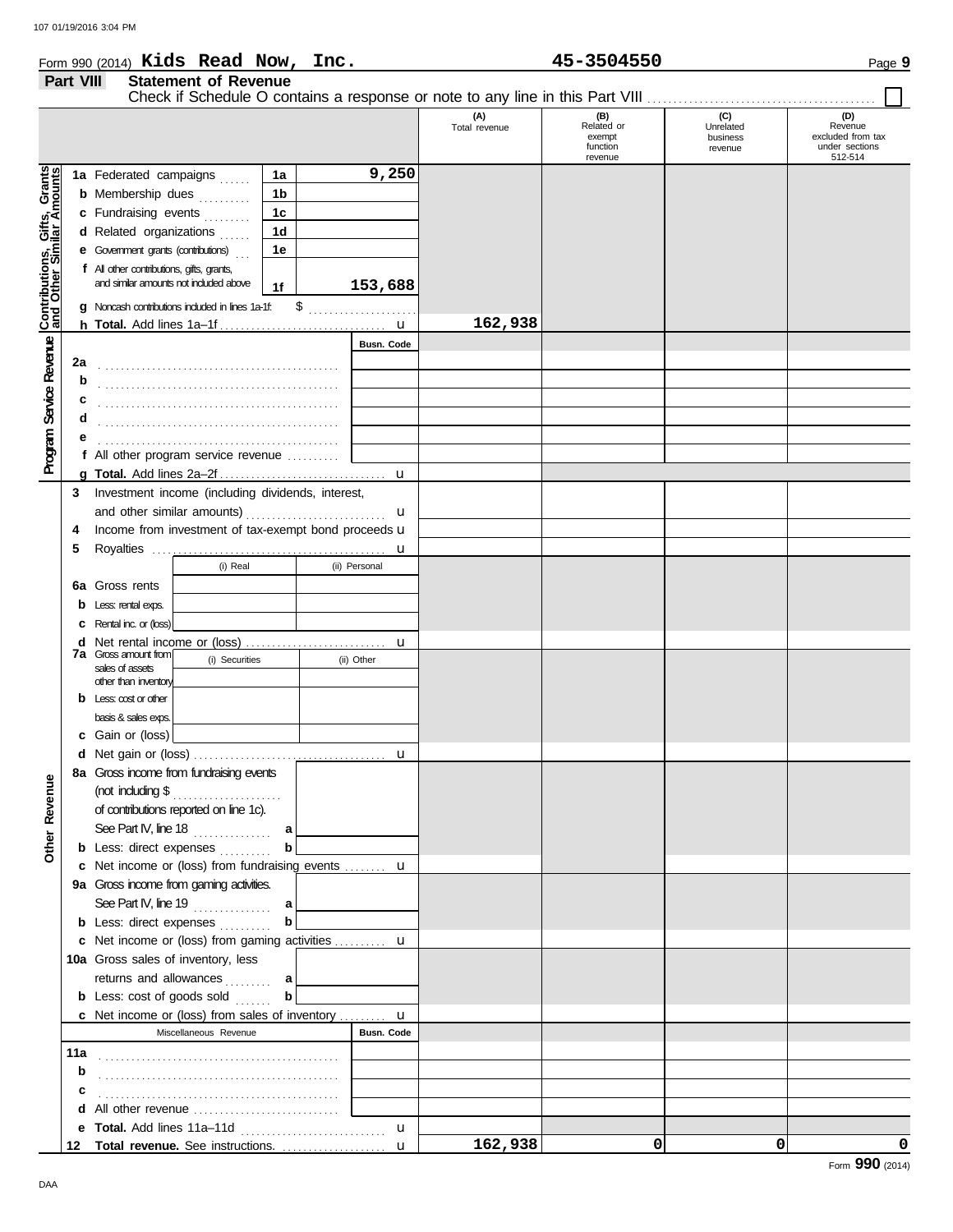Form 990 (2014) **Kids Read Now, Inc.** **45-3504550** Page **9**

## Part VIII Statement of Revenue

Check if Schedule O contains a response or note to any line in this Part VIII ☐

| | | | (A) Total revenue | (B) Related or exempt function revenue | (C) Unrelated business revenue | (D) Revenue excluded from tax under sections 512-514 |
|---|---|---|---|---|---|---|
| **Contributions, Gifts, Grants and Other Similar Amounts** | 1a Federated campaigns | 1a 9,250 | | | | |
| | b Membership dues | 1b | | | | |
| | c Fundraising events | 1c | | | | |
| | d Related organizations | 1d | | | | |
| | e Government grants (contributions) | 1e | | | | |
| | f All other contributions, gifts, grants, and similar amounts not included above | 1f 153,688 | | | | |
| | g Noncash contributions included in lines 1a-1f: $ | | | | | |
| | h **Total.** Add lines 1a–1f | u | 162,938 | | | |
| **Program Service Revenue** | | Busn. Code | | | | |
| | 2a | | | | | |
| | b | | | | | |
| | c | | | | | |
| | d | | | | | |
| | e | | | | | |
| | f All other program service revenue | | | | | |
| | g **Total.** Add lines 2a–2f | u | | | | |
| **Other Revenue** | 3 Investment income (including dividends, interest, and other similar amounts) | u | | | | |
| | 4 Income from investment of tax-exempt bond proceeds | u | | | | |
| | 5 Royalties | u | | | | |
| | 6a Gross rents | (i) Real / (ii) Personal | | | | |
| | b Less: rental exps. | | | | | |
| | c Rental inc. or (loss) | | | | | |
| | d Net rental income or (loss) | u | | | | |
| | 7a Gross amount from sales of assets other than inventory | (i) Securities / (ii) Other | | | | |
| | b Less: cost or other basis & sales exps. | | | | | |
| | c Gain or (loss) | | | | | |
| | d Net gain or (loss) | u | | | | |
| | 8a Gross income from fundraising events (not including $ of contributions reported on line 1c). See Part IV, line 18 | a | | | | |
| | b Less: direct expenses | b | | | | |
| | c Net income or (loss) from fundraising events | u | | | | |
| | 9a Gross income from gaming activities. See Part IV, line 19 | a | | | | |
| | b Less: direct expenses | b | | | | |
| | c Net income or (loss) from gaming activities | u | | | | |
| | 10a Gross sales of inventory, less returns and allowances | a | | | | |
| | b Less: cost of goods sold | b | | | | |
| | c Net income or (loss) from sales of inventory | u | | | | |
| | Miscellaneous Revenue | Busn. Code | | | | |
| | 11a | | | | | |
| | b | | | | | |
| | c | | | | | |
| | d All other revenue | | | | | |
| | e **Total.** Add lines 11a–11d | u | | | | |
| | 12 **Total revenue.** See instructions. | u | 162,938 | 0 | 0 | 0 |

Form **990** (2014)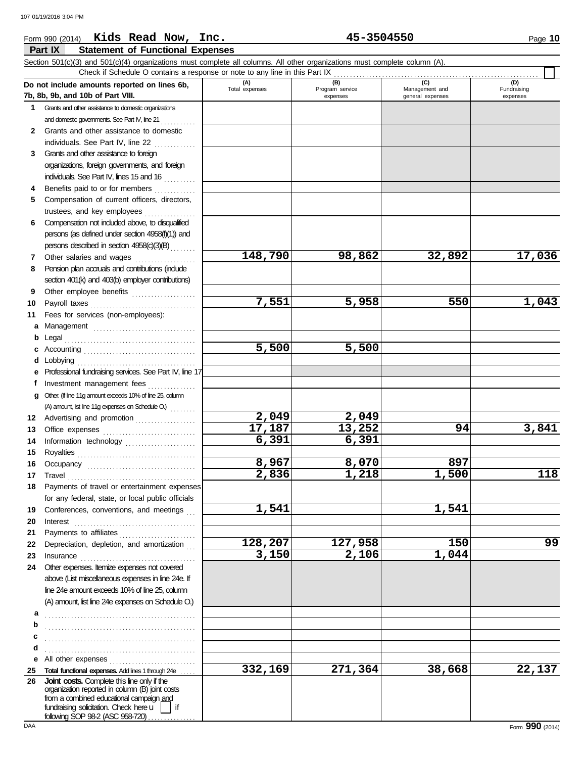Form 990 (2014) **Kids Read Now, Inc.** **45-3504550**

## Part IX Statement of Functional Expenses

Section 501(c)(3) and 501(c)(4) organizations must complete all columns. All other organizations must complete column (A).

Check if Schedule O contains a response or note to any line in this Part IX ☐

| Do not include amounts reported on lines 6b, 7b, 8b, 9b, and 10b of Part VIII. | (A) Total expenses | (B) Program service expenses | (C) Management and general expenses | (D) Fundraising expenses |
|---|---|---|---|---|
| 1 Grants and other assistance to domestic organizations and domestic governments. See Part IV, line 21 | | | | |
| 2 Grants and other assistance to domestic individuals. See Part IV, line 22 | | | | |
| 3 Grants and other assistance to foreign organizations, foreign governments, and foreign individuals. See Part IV, lines 15 and 16 | | | | |
| 4 Benefits paid to or for members | | | | |
| 5 Compensation of current officers, directors, trustees, and key employees | | | | |
| 6 Compensation not included above, to disqualified persons (as defined under section 4958(f)(1)) and persons described in section 4958(c)(3)(B) | | | | |
| 7 Other salaries and wages | 148,790 | 98,862 | 32,892 | 17,036 |
| 8 Pension plan accruals and contributions (include section 401(k) and 403(b) employer contributions) | | | | |
| 9 Other employee benefits | | | | |
| 10 Payroll taxes | 7,551 | 5,958 | 550 | 1,043 |
| 11 Fees for services (non-employees): | | | | |
| a Management | | | | |
| b Legal | | | | |
| c Accounting | 5,500 | 5,500 | | |
| d Lobbying | | | | |
| e Professional fundraising services. See Part IV, line 17 | | | | |
| f Investment management fees | | | | |
| g Other. (If line 11g amount exceeds 10% of line 25, column (A) amount, list line 11g expenses on Schedule O.) | | | | |
| 12 Advertising and promotion | 2,049 | 2,049 | | |
| 13 Office expenses | 17,187 | 13,252 | 94 | 3,841 |
| 14 Information technology | 6,391 | 6,391 | | |
| 15 Royalties | | | | |
| 16 Occupancy | 8,967 | 8,070 | 897 | |
| 17 Travel | 2,836 | 1,218 | 1,500 | 118 |
| 18 Payments of travel or entertainment expenses for any federal, state, or local public officials | | | | |
| 19 Conferences, conventions, and meetings | 1,541 | | 1,541 | |
| 20 Interest | | | | |
| 21 Payments to affiliates | | | | |
| 22 Depreciation, depletion, and amortization | 128,207 | 127,958 | 150 | 99 |
| 23 Insurance | 3,150 | 2,106 | 1,044 | |
| 24 Other expenses. Itemize expenses not covered above (List miscellaneous expenses in line 24e. If line 24e amount exceeds 10% of line 25, column (A) amount, list line 24e expenses on Schedule O.) | | | | |
| a | | | | |
| b | | | | |
| c | | | | |
| d | | | | |
| e All other expenses | | | | |
| 25 **Total functional expenses.** Add lines 1 through 24e | 332,169 | 271,364 | 38,668 | 22,137 |
| 26 **Joint costs.** Complete this line only if the organization reported in column (B) joint costs from a combined educational campaign and fundraising solicitation. Check here ☐ if following SOP 98-2 (ASC 958-720) | | | | |

Form **990** (2014)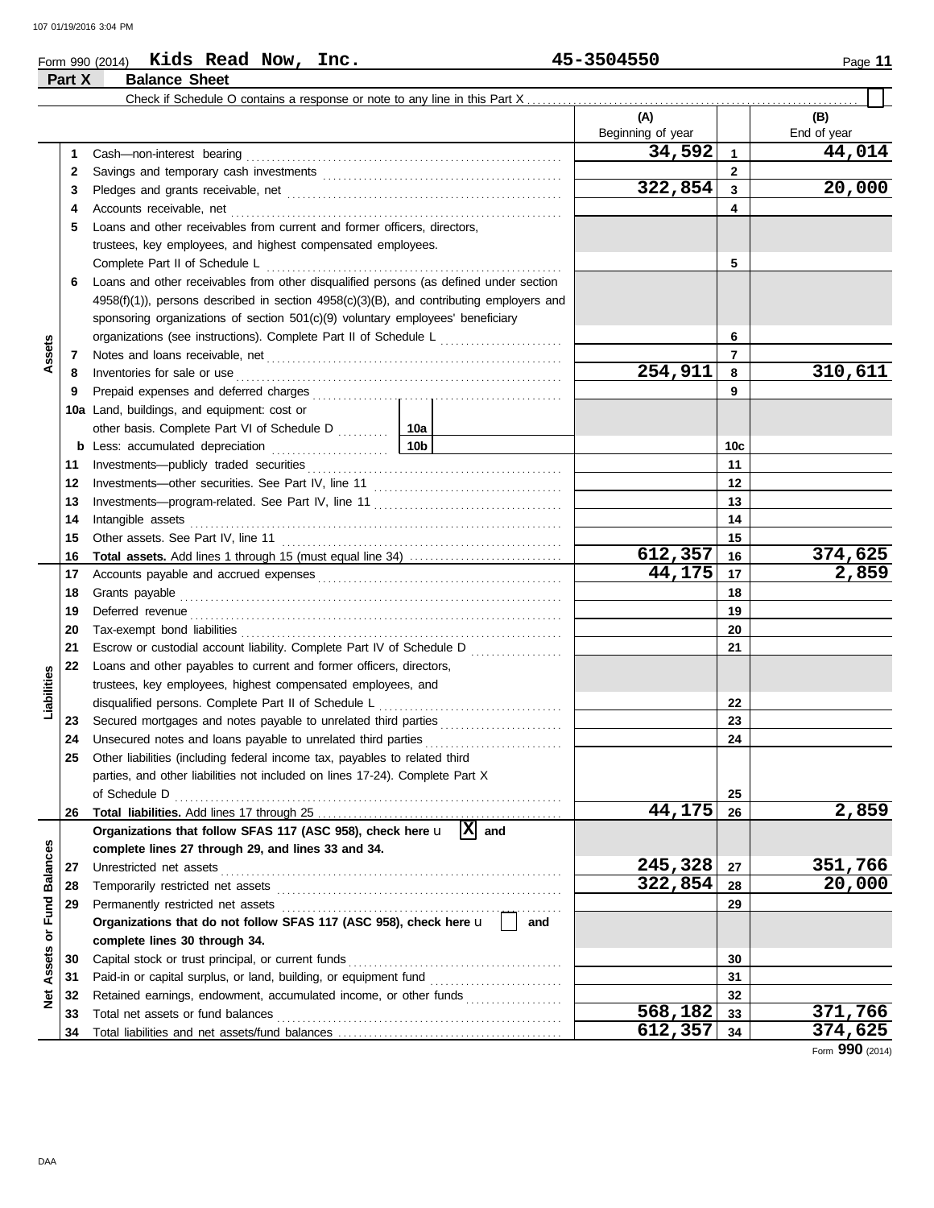Form 990 (2014) **Kids Read Now, Inc.** **45-3504550**

## Part X Balance Sheet

Check if Schedule O contains a response or note to any line in this Part X . . . . . . . . . . ☐

| | | | | (A) Beginning of year | | (B) End of year |
|---|---|---|---|---|---|---|
| **Assets** | 1 | Cash—non-interest bearing | | 34,592 | 1 | 44,014 |
| | 2 | Savings and temporary cash investments | | | 2 | |
| | 3 | Pledges and grants receivable, net | | 322,854 | 3 | 20,000 |
| | 4 | Accounts receivable, net | | | 4 | |
| | 5 | Loans and other receivables from current and former officers, directors, trustees, key employees, and highest compensated employees. Complete Part II of Schedule L | | | 5 | |
| | 6 | Loans and other receivables from other disqualified persons (as defined under section 4958(f)(1)), persons described in section 4958(c)(3)(B), and contributing employers and sponsoring organizations of section 501(c)(9) voluntary employees' beneficiary organizations (see instructions). Complete Part II of Schedule L | | | 6 | |
| | 7 | Notes and loans receivable, net | | | 7 | |
| | 8 | Inventories for sale or use | | 254,911 | 8 | 310,611 |
| | 9 | Prepaid expenses and deferred charges | | | 9 | |
| | 10a | Land, buildings, and equipment: cost or other basis. Complete Part VI of Schedule D | 10a | | | |
| | b | Less: accumulated depreciation | 10b | | 10c | |
| | 11 | Investments—publicly traded securities | | | 11 | |
| | 12 | Investments—other securities. See Part IV, line 11 | | | 12 | |
| | 13 | Investments—program-related. See Part IV, line 11 | | | 13 | |
| | 14 | Intangible assets | | | 14 | |
| | 15 | Other assets. See Part IV, line 11 | | | 15 | |
| | 16 | **Total assets.** Add lines 1 through 15 (must equal line 34) | | 612,357 | 16 | 374,625 |
| **Liabilities** | 17 | Accounts payable and accrued expenses | | 44,175 | 17 | 2,859 |
| | 18 | Grants payable | | | 18 | |
| | 19 | Deferred revenue | | | 19 | |
| | 20 | Tax-exempt bond liabilities | | | 20 | |
| | 21 | Escrow or custodial account liability. Complete Part IV of Schedule D | | | 21 | |
| | 22 | Loans and other payables to current and former officers, directors, trustees, key employees, highest compensated employees, and disqualified persons. Complete Part II of Schedule L | | | 22 | |
| | 23 | Secured mortgages and notes payable to unrelated third parties | | | 23 | |
| | 24 | Unsecured notes and loans payable to unrelated third parties | | | 24 | |
| | 25 | Other liabilities (including federal income tax, payables to related third parties, and other liabilities not included on lines 17-24). Complete Part X of Schedule D | | | 25 | |
| | 26 | **Total liabilities.** Add lines 17 through 25 | | 44,175 | 26 | 2,859 |
| **Net Assets or Fund Balances** | | **Organizations that follow SFAS 117 (ASC 958), check here** ☒ **and complete lines 27 through 29, and lines 33 and 34.** | | | | |
| | 27 | Unrestricted net assets | | 245,328 | 27 | 351,766 |
| | 28 | Temporarily restricted net assets | | 322,854 | 28 | 20,000 |
| | 29 | Permanently restricted net assets | | | 29 | |
| | | **Organizations that do not follow SFAS 117 (ASC 958), check here** ☐ **and complete lines 30 through 34.** | | | | |
| | 30 | Capital stock or trust principal, or current funds | | | 30 | |
| | 31 | Paid-in or capital surplus, or land, building, or equipment fund | | | 31 | |
| | 32 | Retained earnings, endowment, accumulated income, or other funds | | | 32 | |
| | 33 | Total net assets or fund balances | | 568,182 | 33 | 371,766 |
| | 34 | Total liabilities and net assets/fund balances | | 612,357 | 34 | 374,625 |

Form **990** (2014)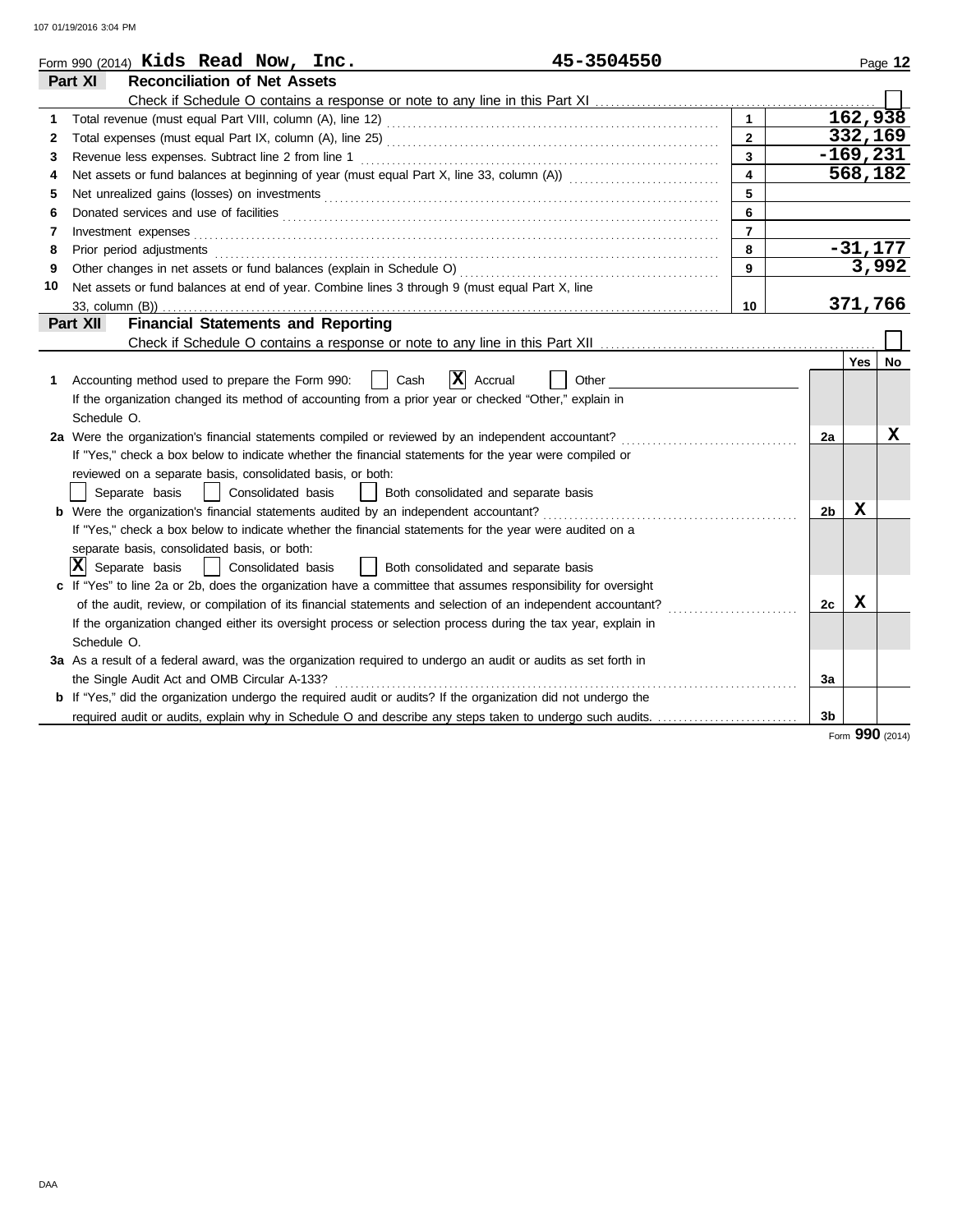Form 990 (2014) **Kids Read Now, Inc.** **45-3504550** Page **12**

## Part XI Reconciliation of Net Assets

Check if Schedule O contains a response or note to any line in this Part XI ☐

| | | | |
|---|---|---|---|
| 1 | Total revenue (must equal Part VIII, column (A), line 12) | 1 | 162,938 |
| 2 | Total expenses (must equal Part IX, column (A), line 25) | 2 | 332,169 |
| 3 | Revenue less expenses. Subtract line 2 from line 1 | 3 | -169,231 |
| 4 | Net assets or fund balances at beginning of year (must equal Part X, line 33, column (A)) | 4 | 568,182 |
| 5 | Net unrealized gains (losses) on investments | 5 | |
| 6 | Donated services and use of facilities | 6 | |
| 7 | Investment expenses | 7 | |
| 8 | Prior period adjustments | 8 | -31,177 |
| 9 | Other changes in net assets or fund balances (explain in Schedule O) | 9 | 3,992 |
| 10 | Net assets or fund balances at end of year. Combine lines 3 through 9 (must equal Part X, line 33, column (B)) | 10 | 371,766 |

## Part XII Financial Statements and Reporting

Check if Schedule O contains a response or note to any line in this Part XII ☐

| | | | Yes | No |
|---|---|---|---|---|
| 1 | Accounting method used to prepare the Form 990: ☐ Cash ☒ Accrual ☐ Other<br>If the organization changed its method of accounting from a prior year or checked "Other," explain in Schedule O. | | | |
| 2a | Were the organization's financial statements compiled or reviewed by an independent accountant?<br>If "Yes," check a box below to indicate whether the financial statements for the year were compiled or reviewed on a separate basis, consolidated basis, or both:<br>☐ Separate basis ☐ Consolidated basis ☐ Both consolidated and separate basis | 2a | | X |
| b | Were the organization's financial statements audited by an independent accountant?<br>If "Yes," check a box below to indicate whether the financial statements for the year were audited on a separate basis, consolidated basis, or both:<br>☒ Separate basis ☐ Consolidated basis ☐ Both consolidated and separate basis | 2b | X | |
| c | If "Yes" to line 2a or 2b, does the organization have a committee that assumes responsibility for oversight of the audit, review, or compilation of its financial statements and selection of an independent accountant?<br>If the organization changed either its oversight process or selection process during the tax year, explain in Schedule O. | 2c | X | |
| 3a | As a result of a federal award, was the organization required to undergo an audit or audits as set forth in the Single Audit Act and OMB Circular A-133? | 3a | | |
| b | If "Yes," did the organization undergo the required audit or audits? If the organization did not undergo the required audit or audits, explain why in Schedule O and describe any steps taken to undergo such audits. | 3b | | |

Form **990** (2014)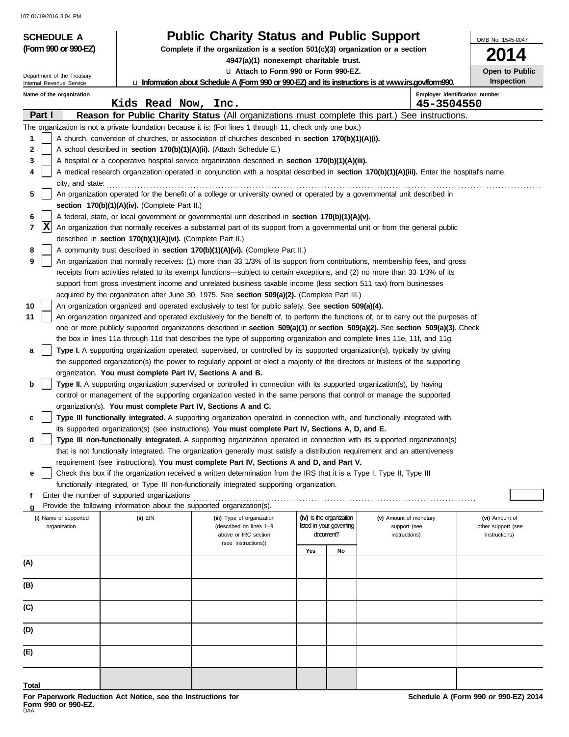107 01/19/2016 3:04 PM

**SCHEDULE A (Form 990 or 990-EZ)**

Department of the Treasury
Internal Revenue Service

# Public Charity Status and Public Support

**Complete if the organization is a section 501(c)(3) organization or a section 4947(a)(1) nonexempt charitable trust.**

u **Attach to Form 990 or Form 990-EZ.**

u **Information about Schedule A (Form 990 or 990-EZ) and its instructions is at www.irs.gov/form990.**

OMB No. 1545-0047

**2014**

**Open to Public Inspection**

Name of the organization: Kids Read Now, Inc.

Employer identification number: 45-3504550

## Part I Reason for Public Charity Status (All organizations must complete this part.) See instructions.

The organization is not a private foundation because it is: (For lines 1 through 11, check only one box.)

1 [ ] A church, convention of churches, or association of churches described in **section 170(b)(1)(A)(i).**

2 [ ] A school described in **section 170(b)(1)(A)(ii).** (Attach Schedule E.)

3 [ ] A hospital or a cooperative hospital service organization described in **section 170(b)(1)(A)(iii).**

4 [ ] A medical research organization operated in conjunction with a hospital described in **section 170(b)(1)(A)(iii).** Enter the hospital's name, city, and state:

5 [ ] An organization operated for the benefit of a college or university owned or operated by a governmental unit described in **section 170(b)(1)(A)(iv).** (Complete Part II.)

6 [ ] A federal, state, or local government or governmental unit described in **section 170(b)(1)(A)(v).**

7 [X] An organization that normally receives a substantial part of its support from a governmental unit or from the general public described in **section 170(b)(1)(A)(vi).** (Complete Part II.)

8 [ ] A community trust described in **section 170(b)(1)(A)(vi).** (Complete Part II.)

9 [ ] An organization that normally receives: (1) more than 33 1/3% of its support from contributions, membership fees, and gross receipts from activities related to its exempt functions—subject to certain exceptions, and (2) no more than 33 1/3% of its support from gross investment income and unrelated business taxable income (less section 511 tax) from businesses acquired by the organization after June 30, 1975. See **section 509(a)(2).** (Complete Part III.)

10 [ ] An organization organized and operated exclusively to test for public safety. See **section 509(a)(4).**

11 [ ] An organization organized and operated exclusively for the benefit of, to perform the functions of, or to carry out the purposes of one or more publicly supported organizations described in **section 509(a)(1)** or **section 509(a)(2).** See **section 509(a)(3).** Check the box in lines 11a through 11d that describes the type of supporting organization and complete lines 11e, 11f, and 11g.

a [ ] **Type I.** A supporting organization operated, supervised, or controlled by its supported organization(s), typically by giving the supported organization(s) the power to regularly appoint or elect a majority of the directors or trustees of the supporting organization. **You must complete Part IV, Sections A and B.**

b [ ] **Type II.** A supporting organization supervised or controlled in connection with its supported organization(s), by having control or management of the supporting organization vested in the same persons that control or manage the supported organization(s). **You must complete Part IV, Sections A and C.**

c [ ] **Type III functionally integrated.** A supporting organization operated in connection with, and functionally integrated with, its supported organization(s) (see instructions). **You must complete Part IV, Sections A, D, and E.**

d [ ] **Type III non-functionally integrated.** A supporting organization operated in connection with its supported organization(s) that is not functionally integrated. The organization generally must satisfy a distribution requirement and an attentiveness requirement (see instructions). **You must complete Part IV, Sections A and D, and Part V.**

e [ ] Check this box if the organization received a written determination from the IRS that it is a Type I, Type II, Type III functionally integrated, or Type III non-functionally integrated supporting organization.

f Enter the number of supported organizations

g Provide the following information about the supported organization(s).

| (i) Name of supported organization | (ii) EIN | (iii) Type of organization (described on lines 1–9 above or IRC section (see instructions)) | (iv) Is the organization listed in your governing document? Yes | No | (v) Amount of monetary support (see instructions) | (vi) Amount of other support (see instructions) |
|---|---|---|---|---|---|---|
| (A) | | | | | | |
| (B) | | | | | | |
| (C) | | | | | | |
| (D) | | | | | | |
| (E) | | | | | | |
| Total | | | | | | |

**For Paperwork Reduction Act Notice, see the Instructions for Form 990 or 990-EZ.**
DAA

**Schedule A (Form 990 or 990-EZ) 2014**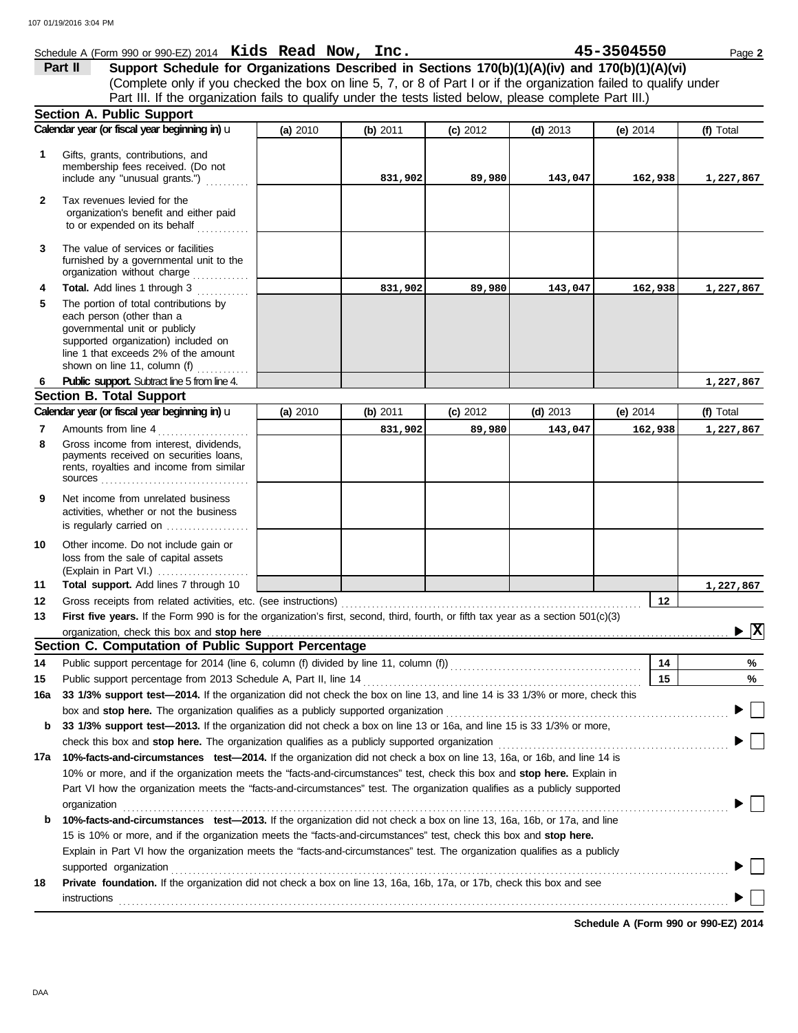Schedule A (Form 990 or 990-EZ) 2014 **Kids Read Now, Inc.** **45-3504550** Page **2**

**Part II** **Support Schedule for Organizations Described in Sections 170(b)(1)(A)(iv) and 170(b)(1)(A)(vi)**
(Complete only if you checked the box on line 5, 7, or 8 of Part I or if the organization failed to qualify under Part III. If the organization fails to qualify under the tests listed below, please complete Part III.)

## Section A. Public Support

| | Calendar year (or fiscal year beginning in) u | (a) 2010 | (b) 2011 | (c) 2012 | (d) 2013 | (e) 2014 | (f) Total |
|---|---|---|---|---|---|---|---|
| 1 | Gifts, grants, contributions, and membership fees received. (Do not include any "unusual grants.") | | 831,902 | 89,980 | 143,047 | 162,938 | 1,227,867 |
| 2 | Tax revenues levied for the organization's benefit and either paid to or expended on its behalf | | | | | | |
| 3 | The value of services or facilities furnished by a governmental unit to the organization without charge | | | | | | |
| 4 | **Total.** Add lines 1 through 3 | | 831,902 | 89,980 | 143,047 | 162,938 | 1,227,867 |
| 5 | The portion of total contributions by each person (other than a governmental unit or publicly supported organization) included on line 1 that exceeds 2% of the amount shown on line 11, column (f) | | | | | | |
| 6 | **Public support.** Subtract line 5 from line 4. | | | | | | 1,227,867 |

## Section B. Total Support

| | Calendar year (or fiscal year beginning in) u | (a) 2010 | (b) 2011 | (c) 2012 | (d) 2013 | (e) 2014 | (f) Total |
|---|---|---|---|---|---|---|---|
| 7 | Amounts from line 4 | | 831,902 | 89,980 | 143,047 | 162,938 | 1,227,867 |
| 8 | Gross income from interest, dividends, payments received on securities loans, rents, royalties and income from similar sources | | | | | | |
| 9 | Net income from unrelated business activities, whether or not the business is regularly carried on | | | | | | |
| 10 | Other income. Do not include gain or loss from the sale of capital assets (Explain in Part VI.) | | | | | | |
| 11 | **Total support.** Add lines 7 through 10 | | | | | | 1,227,867 |

**12** Gross receipts from related activities, etc. (see instructions) ..... **12**

**13** **First five years.** If the Form 990 is for the organization's first, second, third, fourth, or fifth tax year as a section 501(c)(3) organization, check this box and **stop here** ..... ▶ [X]

## Section C. Computation of Public Support Percentage

**14** Public support percentage for 2014 (line 6, column (f) divided by line 11, column (f)) ..... **14** %

**15** Public support percentage from 2013 Schedule A, Part II, line 14 ..... **15** %

**16a** **33 1/3% support test—2014.** If the organization did not check the box on line 13, and line 14 is 33 1/3% or more, check this box and **stop here.** The organization qualifies as a publicly supported organization ..... ▶ [ ]

**b** **33 1/3% support test—2013.** If the organization did not check a box on line 13 or 16a, and line 15 is 33 1/3% or more, check this box and **stop here.** The organization qualifies as a publicly supported organization ..... ▶ [ ]

**17a** **10%-facts-and-circumstances test—2014.** If the organization did not check a box on line 13, 16a, or 16b, and line 14 is 10% or more, and if the organization meets the "facts-and-circumstances" test, check this box and **stop here.** Explain in Part VI how the organization meets the "facts-and-circumstances" test. The organization qualifies as a publicly supported organization ..... ▶ [ ]

**b** **10%-facts-and-circumstances test—2013.** If the organization did not check a box on line 13, 16a, 16b, or 17a, and line 15 is 10% or more, and if the organization meets the "facts-and-circumstances" test, check this box and **stop here.** Explain in Part VI how the organization meets the "facts-and-circumstances" test. The organization qualifies as a publicly supported organization ..... ▶ [ ]

**18** **Private foundation.** If the organization did not check a box on line 13, 16a, 16b, 17a, or 17b, check this box and see instructions ..... ▶ [ ]

**Schedule A (Form 990 or 990-EZ) 2014**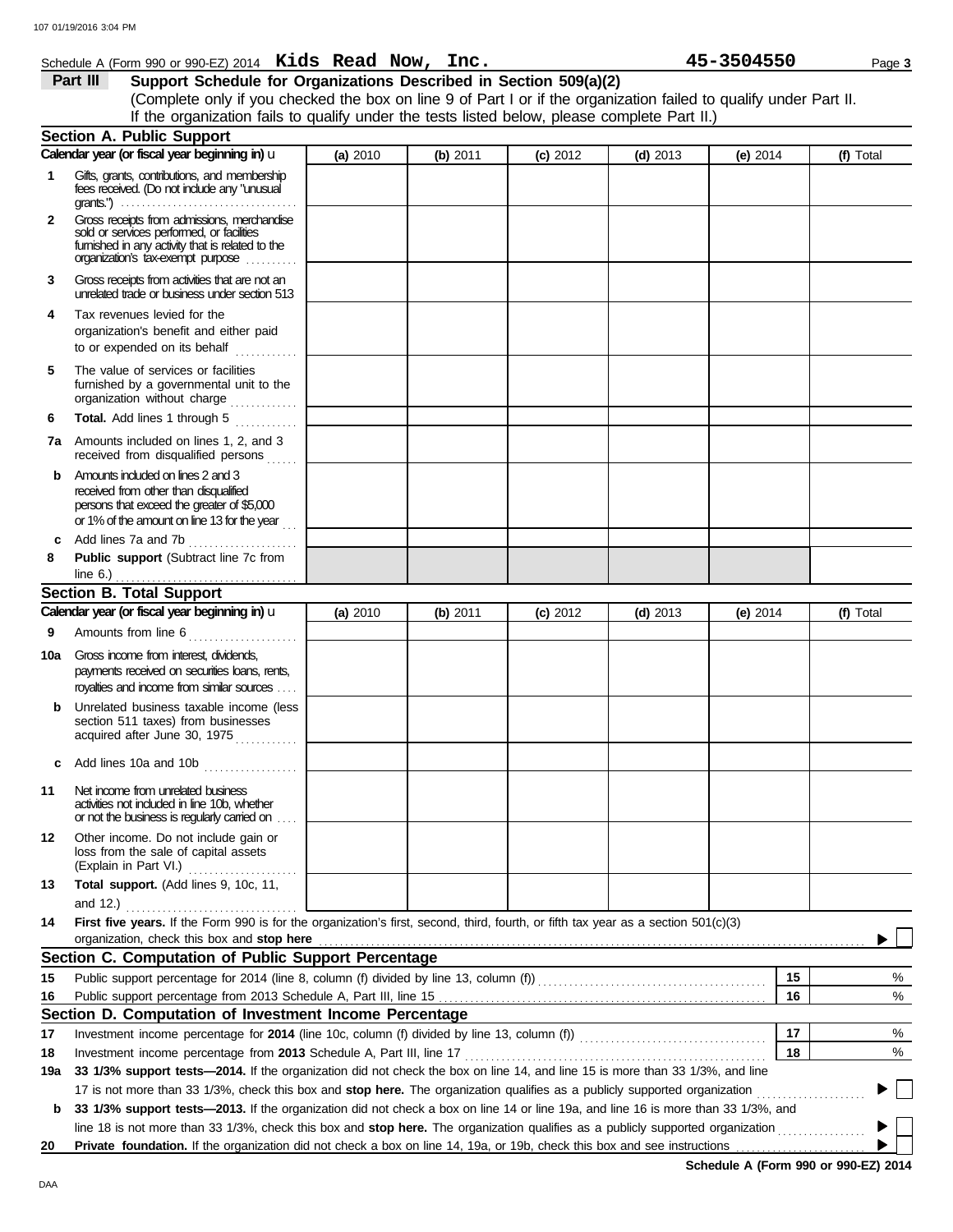Schedule A (Form 990 or 990-EZ) 2014 **Kids Read Now, Inc.** **45-3504550** Page **3**

## Part III Support Schedule for Organizations Described in Section 509(a)(2)

(Complete only if you checked the box on line 9 of Part I or if the organization failed to qualify under Part II. If the organization fails to qualify under the tests listed below, please complete Part II.)

### Section A. Public Support

| Calendar year (or fiscal year beginning in) u | (a) 2010 | (b) 2011 | (c) 2012 | (d) 2013 | (e) 2014 | (f) Total |
|---|---|---|---|---|---|---|
| **1** Gifts, grants, contributions, and membership fees received. (Do not include any "unusual grants.") | | | | | | |
| **2** Gross receipts from admissions, merchandise sold or services performed, or facilities furnished in any activity that is related to the organization's tax-exempt purpose | | | | | | |
| **3** Gross receipts from activities that are not an unrelated trade or business under section 513 | | | | | | |
| **4** Tax revenues levied for the organization's benefit and either paid to or expended on its behalf | | | | | | |
| **5** The value of services or facilities furnished by a governmental unit to the organization without charge | | | | | | |
| **6** **Total.** Add lines 1 through 5 | | | | | | |
| **7a** Amounts included on lines 1, 2, and 3 received from disqualified persons | | | | | | |
| **b** Amounts included on lines 2 and 3 received from other than disqualified persons that exceed the greater of $5,000 or 1% of the amount on line 13 for the year | | | | | | |
| **c** Add lines 7a and 7b | | | | | | |
| **8** **Public support** (Subtract line 7c from line 6.) | | | | | | |

### Section B. Total Support

| Calendar year (or fiscal year beginning in) u | (a) 2010 | (b) 2011 | (c) 2012 | (d) 2013 | (e) 2014 | (f) Total |
|---|---|---|---|---|---|---|
| **9** Amounts from line 6 | | | | | | |
| **10a** Gross income from interest, dividends, payments received on securities loans, rents, royalties and income from similar sources | | | | | | |
| **b** Unrelated business taxable income (less section 511 taxes) from businesses acquired after June 30, 1975 | | | | | | |
| **c** Add lines 10a and 10b | | | | | | |
| **11** Net income from unrelated business activities not included in line 10b, whether or not the business is regularly carried on | | | | | | |
| **12** Other income. Do not include gain or loss from the sale of capital assets (Explain in Part VI.) | | | | | | |
| **13** **Total support.** (Add lines 9, 10c, 11, and 12.) | | | | | | |

**14** **First five years.** If the Form 990 is for the organization's first, second, third, fourth, or fifth tax year as a section 501(c)(3) organization, check this box and **stop here** ▶ ☐

### Section C. Computation of Public Support Percentage

| | | | |
|---|---|---|---|
| **15** | Public support percentage for 2014 (line 8, column (f) divided by line 13, column (f)) | 15 | % |
| **16** | Public support percentage from 2013 Schedule A, Part III, line 15 | 16 | % |

### Section D. Computation of Investment Income Percentage

| | | | |
|---|---|---|---|
| **17** | Investment income percentage for **2014** (line 10c, column (f) divided by line 13, column (f)) | 17 | % |
| **18** | Investment income percentage from **2013** Schedule A, Part III, line 17 | 18 | % |

**19a** **33 1/3% support tests—2014.** If the organization did not check the box on line 14, and line 15 is more than 33 1/3%, and line 17 is not more than 33 1/3%, check this box and **stop here.** The organization qualifies as a publicly supported organization ▶ ☐

**b** **33 1/3% support tests—2013.** If the organization did not check a box on line 14 or line 19a, and line 16 is more than 33 1/3%, and line 18 is not more than 33 1/3%, check this box and **stop here.** The organization qualifies as a publicly supported organization ▶ ☐

**20** **Private foundation.** If the organization did not check a box on line 14, 19a, or 19b, check this box and see instructions ▶ ☐

**Schedule A (Form 990 or 990-EZ) 2014**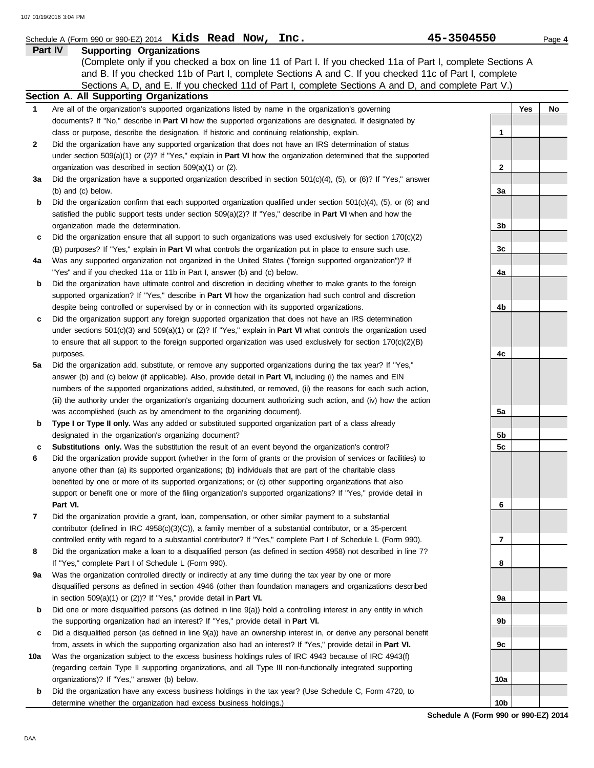Schedule A (Form 990 or 990-EZ) 2014 **Kids Read Now, Inc.** **45-3504550** Page **4**

## Part IV Supporting Organizations

(Complete only if you checked a box on line 11 of Part I. If you checked 11a of Part I, complete Sections A and B. If you checked 11b of Part I, complete Sections A and C. If you checked 11c of Part I, complete Sections A, D, and E. If you checked 11d of Part I, complete Sections A and D, and complete Part V.)

### Section A. All Supporting Organizations

| | | | Yes | No |
|---|---|---|---|---|
| **1** | Are all of the organization's supported organizations listed by name in the organization's governing documents? If "No," describe in **Part VI** how the supported organizations are designated. If designated by class or purpose, describe the designation. If historic and continuing relationship, explain. | 1 | | |
| **2** | Did the organization have any supported organization that does not have an IRS determination of status under section 509(a)(1) or (2)? If "Yes," explain in **Part VI** how the organization determined that the supported organization was described in section 509(a)(1) or (2). | 2 | | |
| **3a** | Did the organization have a supported organization described in section 501(c)(4), (5), or (6)? If "Yes," answer (b) and (c) below. | 3a | | |
| **b** | Did the organization confirm that each supported organization qualified under section 501(c)(4), (5), or (6) and satisfied the public support tests under section 509(a)(2)? If "Yes," describe in **Part VI** when and how the organization made the determination. | 3b | | |
| **c** | Did the organization ensure that all support to such organizations was used exclusively for section 170(c)(2)(B) purposes? If "Yes," explain in **Part VI** what controls the organization put in place to ensure such use. | 3c | | |
| **4a** | Was any supported organization not organized in the United States ("foreign supported organization")? If "Yes" and if you checked 11a or 11b in Part I, answer (b) and (c) below. | 4a | | |
| **b** | Did the organization have ultimate control and discretion in deciding whether to make grants to the foreign supported organization? If "Yes," describe in **Part VI** how the organization had such control and discretion despite being controlled or supervised by or in connection with its supported organizations. | 4b | | |
| **c** | Did the organization support any foreign supported organization that does not have an IRS determination under sections 501(c)(3) and 509(a)(1) or (2)? If "Yes," explain in **Part VI** what controls the organization used to ensure that all support to the foreign supported organization was used exclusively for section 170(c)(2)(B) purposes. | 4c | | |
| **5a** | Did the organization add, substitute, or remove any supported organizations during the tax year? If "Yes," answer (b) and (c) below (if applicable). Also, provide detail in **Part VI,** including (i) the names and EIN numbers of the supported organizations added, substituted, or removed, (ii) the reasons for each such action, (iii) the authority under the organization's organizing document authorizing such action, and (iv) how the action was accomplished (such as by amendment to the organizing document). | 5a | | |
| **b** | **Type I or Type II only.** Was any added or substituted supported organization part of a class already designated in the organization's organizing document? | 5b | | |
| **c** | **Substitutions only.** Was the substitution the result of an event beyond the organization's control? | 5c | | |
| **6** | Did the organization provide support (whether in the form of grants or the provision of services or facilities) to anyone other than (a) its supported organizations; (b) individuals that are part of the charitable class benefited by one or more of its supported organizations; or (c) other supporting organizations that also support or benefit one or more of the filing organization's supported organizations? If "Yes," provide detail in **Part VI.** | 6 | | |
| **7** | Did the organization provide a grant, loan, compensation, or other similar payment to a substantial contributor (defined in IRC 4958(c)(3)(C)), a family member of a substantial contributor, or a 35-percent controlled entity with regard to a substantial contributor? If "Yes," complete Part I of Schedule L (Form 990). | 7 | | |
| **8** | Did the organization make a loan to a disqualified person (as defined in section 4958) not described in line 7? If "Yes," complete Part I of Schedule L (Form 990). | 8 | | |
| **9a** | Was the organization controlled directly or indirectly at any time during the tax year by one or more disqualified persons as defined in section 4946 (other than foundation managers and organizations described in section 509(a)(1) or (2))? If "Yes," provide detail in **Part VI.** | 9a | | |
| **b** | Did one or more disqualified persons (as defined in line 9(a)) hold a controlling interest in any entity in which the supporting organization had an interest? If "Yes," provide detail in **Part VI.** | 9b | | |
| **c** | Did a disqualified person (as defined in line 9(a)) have an ownership interest in, or derive any personal benefit from, assets in which the supporting organization also had an interest? If "Yes," provide detail in **Part VI.** | 9c | | |
| **10a** | Was the organization subject to the excess business holdings rules of IRC 4943 because of IRC 4943(f) (regarding certain Type II supporting organizations, and all Type III non-functionally integrated supporting organizations)? If "Yes," answer (b) below. | 10a | | |
| **b** | Did the organization have any excess business holdings in the tax year? (Use Schedule C, Form 4720, to determine whether the organization had excess business holdings.) | 10b | | |

**Schedule A (Form 990 or 990-EZ) 2014**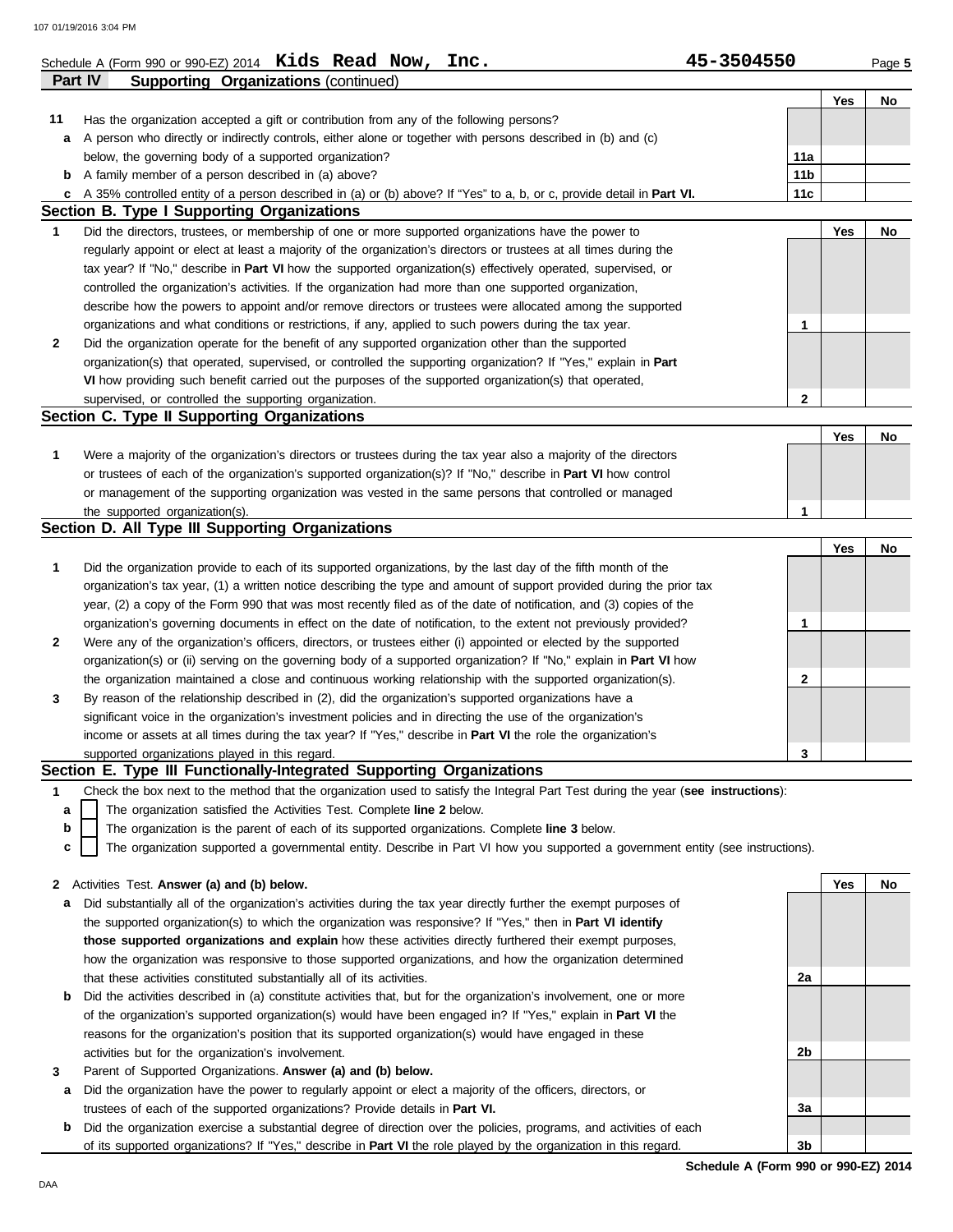Schedule A (Form 990 or 990-EZ) 2014 **Kids Read Now, Inc.** **45-3504550** Page **5**

**Part IV** **Supporting Organizations** (continued)

| | | | Yes | No |
|---|---|---|---|---|
| **11** | Has the organization accepted a gift or contribution from any of the following persons? | | | |
| **a** | A person who directly or indirectly controls, either alone or together with persons described in (b) and (c) below, the governing body of a supported organization? | **11a** | | |
| **b** | A family member of a person described in (a) above? | **11b** | | |
| **c** | A 35% controlled entity of a person described in (a) or (b) above? If "Yes" to a, b, or c, provide detail in **Part VI.** | **11c** | | |

**Section B. Type I Supporting Organizations**

| | | | Yes | No |
|---|---|---|---|---|
| **1** | Did the directors, trustees, or membership of one or more supported organizations have the power to regularly appoint or elect at least a majority of the organization's directors or trustees at all times during the tax year? If "No," describe in **Part VI** how the supported organization(s) effectively operated, supervised, or controlled the organization's activities. If the organization had more than one supported organization, describe how the powers to appoint and/or remove directors or trustees were allocated among the supported organizations and what conditions or restrictions, if any, applied to such powers during the tax year. | **1** | | |
| **2** | Did the organization operate for the benefit of any supported organization other than the supported organization(s) that operated, supervised, or controlled the supporting organization? If "Yes," explain in **Part VI** how providing such benefit carried out the purposes of the supported organization(s) that operated, supervised, or controlled the supporting organization. | **2** | | |

**Section C. Type II Supporting Organizations**

| | | | Yes | No |
|---|---|---|---|---|
| **1** | Were a majority of the organization's directors or trustees during the tax year also a majority of the directors or trustees of each of the organization's supported organization(s)? If "No," describe in **Part VI** how control or management of the supporting organization was vested in the same persons that controlled or managed the supported organization(s). | **1** | | |

**Section D. All Type III Supporting Organizations**

| | | | Yes | No |
|---|---|---|---|---|
| **1** | Did the organization provide to each of its supported organizations, by the last day of the fifth month of the organization's tax year, (1) a written notice describing the type and amount of support provided during the prior tax year, (2) a copy of the Form 990 that was most recently filed as of the date of notification, and (3) copies of the organization's governing documents in effect on the date of notification, to the extent not previously provided? | **1** | | |
| **2** | Were any of the organization's officers, directors, or trustees either (i) appointed or elected by the supported organization(s) or (ii) serving on the governing body of a supported organization? If "No," explain in **Part VI** how the organization maintained a close and continuous working relationship with the supported organization(s). | **2** | | |
| **3** | By reason of the relationship described in (2), did the organization's supported organizations have a significant voice in the organization's investment policies and in directing the use of the organization's income or assets at all times during the tax year? If "Yes," describe in **Part VI** the role the organization's supported organizations played in this regard. | **3** | | |

**Section E. Type III Functionally-Integrated Supporting Organizations**

**1** Check the box next to the method that the organization used to satisfy the Integral Part Test during the year (**see instructions**):

- **a** ☐ The organization satisfied the Activities Test. Complete **line 2** below.
- **b** ☐ The organization is the parent of each of its supported organizations. Complete **line 3** below.
- **c** ☐ The organization supported a governmental entity. Describe in Part VI how you supported a government entity (see instructions).

| | | | Yes | No |
|---|---|---|---|---|
| **2** | Activities Test. **Answer (a) and (b) below.** | | | |
| **a** | Did substantially all of the organization's activities during the tax year directly further the exempt purposes of the supported organization(s) to which the organization was responsive? If "Yes," then in **Part VI identify those supported organizations and explain** how these activities directly furthered their exempt purposes, how the organization was responsive to those supported organizations, and how the organization determined that these activities constituted substantially all of its activities. | **2a** | | |
| **b** | Did the activities described in (a) constitute activities that, but for the organization's involvement, one or more of the organization's supported organization(s) would have been engaged in? If "Yes," explain in **Part VI** the reasons for the organization's position that its supported organization(s) would have engaged in these activities but for the organization's involvement. | **2b** | | |
| **3** | Parent of Supported Organizations. **Answer (a) and (b) below.** | | | |
| **a** | Did the organization have the power to regularly appoint or elect a majority of the officers, directors, or trustees of each of the supported organizations? Provide details in **Part VI.** | **3a** | | |
| **b** | Did the organization exercise a substantial degree of direction over the policies, programs, and activities of each of its supported organizations? If "Yes," describe in **Part VI** the role played by the organization in this regard. | **3b** | | |

**Schedule A (Form 990 or 990-EZ) 2014**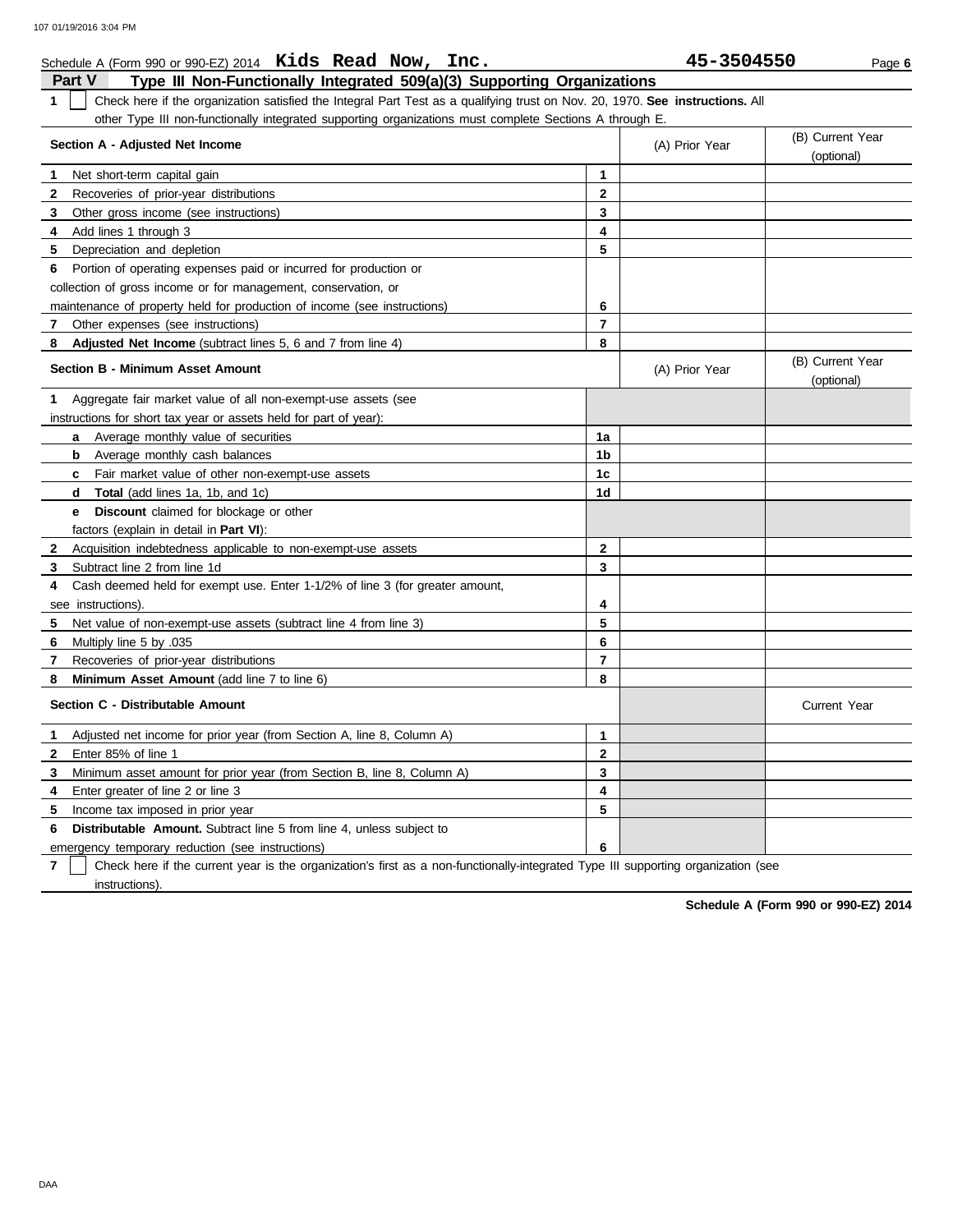Schedule A (Form 990 or 990-EZ) 2014 **Kids Read Now, Inc.** **45-3504550**

## Part V Type III Non-Functionally Integrated 509(a)(3) Supporting Organizations

**1** ☐ Check here if the organization satisfied the Integral Part Test as a qualifying trust on Nov. 20, 1970. **See instructions.** All other Type III non-functionally integrated supporting organizations must complete Sections A through E.

| **Section A - Adjusted Net Income** | | (A) Prior Year | (B) Current Year (optional) |
|---|---|---|---|
| **1** Net short-term capital gain | **1** | | |
| **2** Recoveries of prior-year distributions | **2** | | |
| **3** Other gross income (see instructions) | **3** | | |
| **4** Add lines 1 through 3 | **4** | | |
| **5** Depreciation and depletion | **5** | | |
| **6** Portion of operating expenses paid or incurred for production or collection of gross income or for management, conservation, or maintenance of property held for production of income (see instructions) | **6** | | |
| **7** Other expenses (see instructions) | **7** | | |
| **8** **Adjusted Net Income** (subtract lines 5, 6 and 7 from line 4) | **8** | | |

| **Section B - Minimum Asset Amount** | | (A) Prior Year | (B) Current Year (optional) |
|---|---|---|---|
| **1** Aggregate fair market value of all non-exempt-use assets (see instructions for short tax year or assets held for part of year): | | | |
| **a** Average monthly value of securities | **1a** | | |
| **b** Average monthly cash balances | **1b** | | |
| **c** Fair market value of other non-exempt-use assets | **1c** | | |
| **d** **Total** (add lines 1a, 1b, and 1c) | **1d** | | |
| **e** **Discount** claimed for blockage or other factors (explain in detail in **Part VI**): | | | |
| **2** Acquisition indebtedness applicable to non-exempt-use assets | **2** | | |
| **3** Subtract line 2 from line 1d | **3** | | |
| **4** Cash deemed held for exempt use. Enter 1-1/2% of line 3 (for greater amount, see instructions). | **4** | | |
| **5** Net value of non-exempt-use assets (subtract line 4 from line 3) | **5** | | |
| **6** Multiply line 5 by .035 | **6** | | |
| **7** Recoveries of prior-year distributions | **7** | | |
| **8** **Minimum Asset Amount** (add line 7 to line 6) | **8** | | |

| **Section C - Distributable Amount** | | | Current Year |
|---|---|---|---|
| **1** Adjusted net income for prior year (from Section A, line 8, Column A) | **1** | | |
| **2** Enter 85% of line 1 | **2** | | |
| **3** Minimum asset amount for prior year (from Section B, line 8, Column A) | **3** | | |
| **4** Enter greater of line 2 or line 3 | **4** | | |
| **5** Income tax imposed in prior year | **5** | | |
| **6** **Distributable Amount.** Subtract line 5 from line 4, unless subject to emergency temporary reduction (see instructions) | **6** | | |

**7** ☐ Check here if the current year is the organization's first as a non-functionally-integrated Type III supporting organization (see instructions).

**Schedule A (Form 990 or 990-EZ) 2014**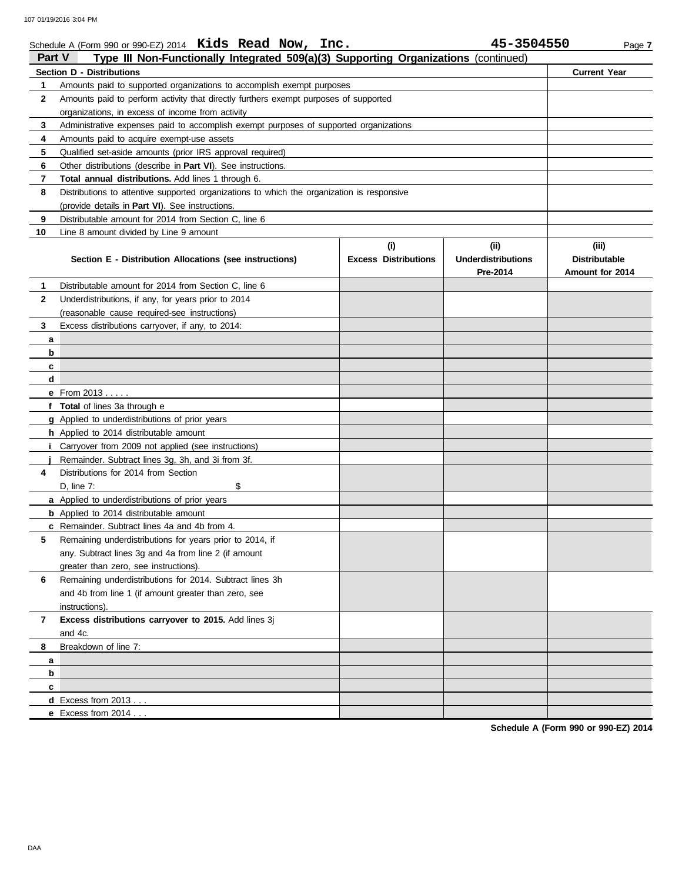Schedule A (Form 990 or 990-EZ) 2014 **Kids Read Now, Inc.** **45-3504550**

## Part V Type III Non-Functionally Integrated 509(a)(3) Supporting Organizations (continued)

| | Section D - Distributions | Current Year |
|---|---|---|
| 1 | Amounts paid to supported organizations to accomplish exempt purposes | |
| 2 | Amounts paid to perform activity that directly furthers exempt purposes of supported organizations, in excess of income from activity | |
| 3 | Administrative expenses paid to accomplish exempt purposes of supported organizations | |
| 4 | Amounts paid to acquire exempt-use assets | |
| 5 | Qualified set-aside amounts (prior IRS approval required) | |
| 6 | Other distributions (describe in **Part VI**). See instructions. | |
| 7 | **Total annual distributions.** Add lines 1 through 6. | |
| 8 | Distributions to attentive supported organizations to which the organization is responsive (provide details in **Part VI**). See instructions. | |
| 9 | Distributable amount for 2014 from Section C, line 6 | |
| 10 | Line 8 amount divided by Line 9 amount | |

| | Section E - Distribution Allocations (see instructions) | (i) Excess Distributions | (ii) Underdistributions Pre-2014 | (iii) Distributable Amount for 2014 |
|---|---|---|---|---|
| 1 | Distributable amount for 2014 from Section C, line 6 | | | |
| 2 | Underdistributions, if any, for years prior to 2014 (reasonable cause required-see instructions) | | | |
| 3 | Excess distributions carryover, if any, to 2014: | | | |
| a | | | | |
| b | | | | |
| c | | | | |
| d | | | | |
| e | From 2013 . . . . . | | | |
| f | **Total** of lines 3a through e | | | |
| g | Applied to underdistributions of prior years | | | |
| h | Applied to 2014 distributable amount | | | |
| i | Carryover from 2009 not applied (see instructions) | | | |
| j | Remainder. Subtract lines 3g, 3h, and 3i from 3f. | | | |
| 4 | Distributions for 2014 from Section D, line 7: $ | | | |
| a | Applied to underdistributions of prior years | | | |
| b | Applied to 2014 distributable amount | | | |
| c | Remainder. Subtract lines 4a and 4b from 4. | | | |
| 5 | Remaining underdistributions for years prior to 2014, if any. Subtract lines 3g and 4a from line 2 (if amount greater than zero, see instructions). | | | |
| 6 | Remaining underdistributions for 2014. Subtract lines 3h and 4b from line 1 (if amount greater than zero, see instructions). | | | |
| 7 | **Excess distributions carryover to 2015.** Add lines 3j and 4c. | | | |
| 8 | Breakdown of line 7: | | | |
| a | | | | |
| b | | | | |
| c | | | | |
| d | Excess from 2013 . . . | | | |
| e | Excess from 2014 . . . | | | |

**Schedule A (Form 990 or 990-EZ) 2014**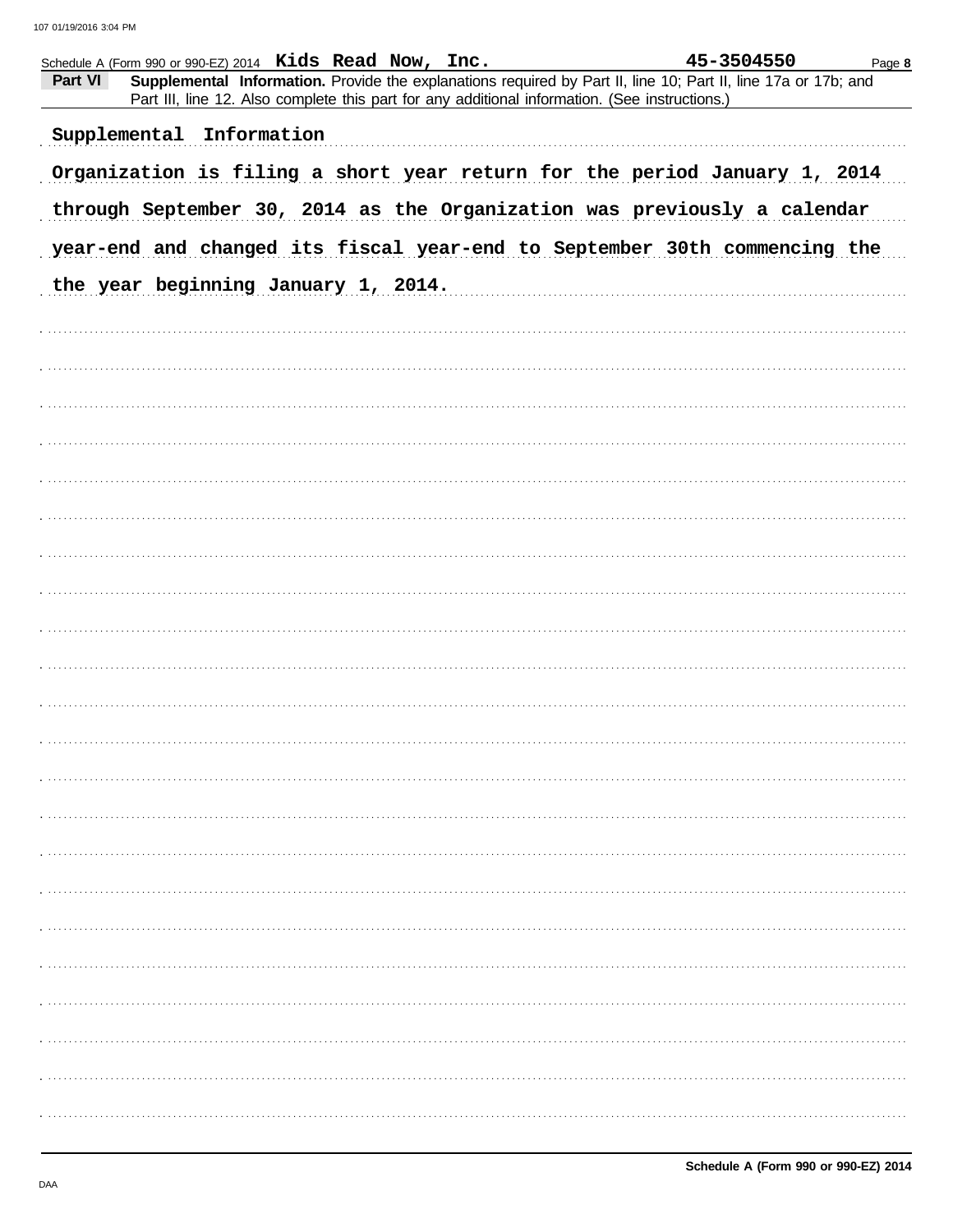Schedule A (Form 990 or 990-EZ) 2014 Kids Read Now, Inc. 45-3504550 Page **8**

**Part VI** **Supplemental Information.** Provide the explanations required by Part II, line 10; Part II, line 17a or 17b; and Part III, line 12. Also complete this part for any additional information. (See instructions.)

Supplemental Information

Organization is filing a short year return for the period January 1, 2014 through September 30, 2014 as the Organization was previously a calendar year-end and changed its fiscal year-end to September 30th commencing the the year beginning January 1, 2014.

**Schedule A (Form 990 or 990-EZ) 2014**

DAA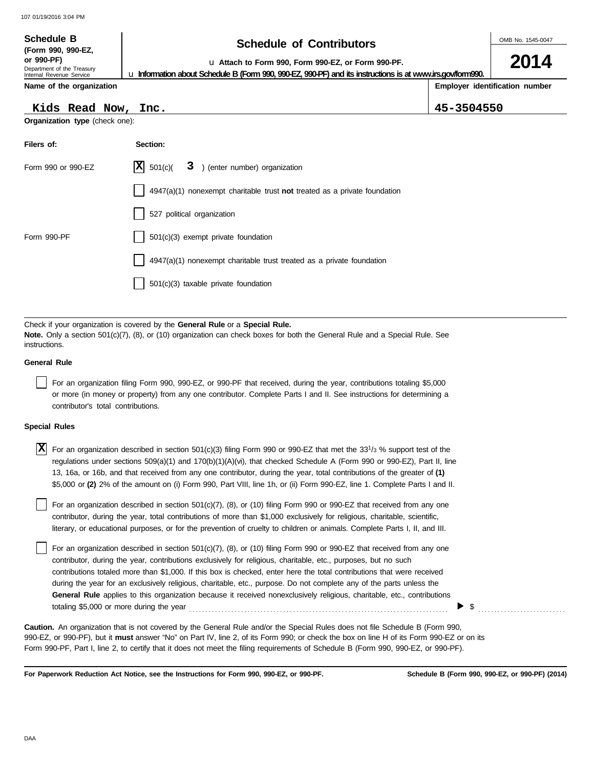**Schedule B** **(Form 990, 990-EZ, or 990-PF)**
Department of the Treasury
Internal Revenue Service

# Schedule of Contributors

u Attach to Form 990, Form 990-EZ, or Form 990-PF.

u **Information about Schedule B (Form 990, 990-EZ, 990-PF) and its instructions is at www.irs.gov/form990.**

OMB No. 1545-0047

**2014**

| **Name of the organization** | **Employer identification number** |
|---|---|
| Kids Read Now, Inc. | 45-3504550 |

**Organization type** (check one):

| **Filers of:** | **Section:** |
|---|---|
| Form 990 or 990-EZ | [X] 501(c)( 3 ) (enter number) organization |
| | [ ] 4947(a)(1) nonexempt charitable trust **not** treated as a private foundation |
| | [ ] 527 political organization |
| Form 990-PF | [ ] 501(c)(3) exempt private foundation |
| | [ ] 4947(a)(1) nonexempt charitable trust treated as a private foundation |
| | [ ] 501(c)(3) taxable private foundation |

Check if your organization is covered by the **General Rule** or a **Special Rule.**
**Note.** Only a section 501(c)(7), (8), or (10) organization can check boxes for both the General Rule and a Special Rule. See instructions.

**General Rule**

[ ] For an organization filing Form 990, 990-EZ, or 990-PF that received, during the year, contributions totaling $5,000 or more (in money or property) from any one contributor. Complete Parts I and II. See instructions for determining a contributor's total contributions.

**Special Rules**

[X] For an organization described in section 501(c)(3) filing Form 990 or 990-EZ that met the $33^1/_3$ % support test of the regulations under sections 509(a)(1) and 170(b)(1)(A)(vi), that checked Schedule A (Form 990 or 990-EZ), Part II, line 13, 16a, or 16b, and that received from any one contributor, during the year, total contributions of the greater of **(1)** $5,000 or **(2)** 2% of the amount on (i) Form 990, Part VIII, line 1h, or (ii) Form 990-EZ, line 1. Complete Parts I and II.

[ ] For an organization described in section 501(c)(7), (8), or (10) filing Form 990 or 990-EZ that received from any one contributor, during the year, total contributions of more than $1,000 exclusively for religious, charitable, scientific, literary, or educational purposes, or for the prevention of cruelty to children or animals. Complete Parts I, II, and III.

[ ] For an organization described in section 501(c)(7), (8), or (10) filing Form 990 or 990-EZ that received from any one contributor, during the year, contributions exclusively for religious, charitable, etc., purposes, but no such contributions totaled more than $1,000. If this box is checked, enter here the total contributions that were received during the year for an exclusively religious, charitable, etc., purpose. Do not complete any of the parts unless the **General Rule** applies to this organization because it received nonexclusively religious, charitable, etc., contributions totaling $5,000 or more during the year . . . . . . . . . . . . . . . . . . . . . . . . ▶ $ . . . . . . . . . . . .

**Caution.** An organization that is not covered by the General Rule and/or the Special Rules does not file Schedule B (Form 990, 990-EZ, or 990-PF), but it **must** answer "No" on Part IV, line 2, of its Form 990; or check the box on line H of its Form 990-EZ or on its Form 990-PF, Part I, line 2, to certify that it does not meet the filing requirements of Schedule B (Form 990, 990-EZ, or 990-PF).

**For Paperwork Reduction Act Notice, see the Instructions for Form 990, 990-EZ, or 990-PF.** **Schedule B (Form 990, 990-EZ, or 990-PF) (2014)**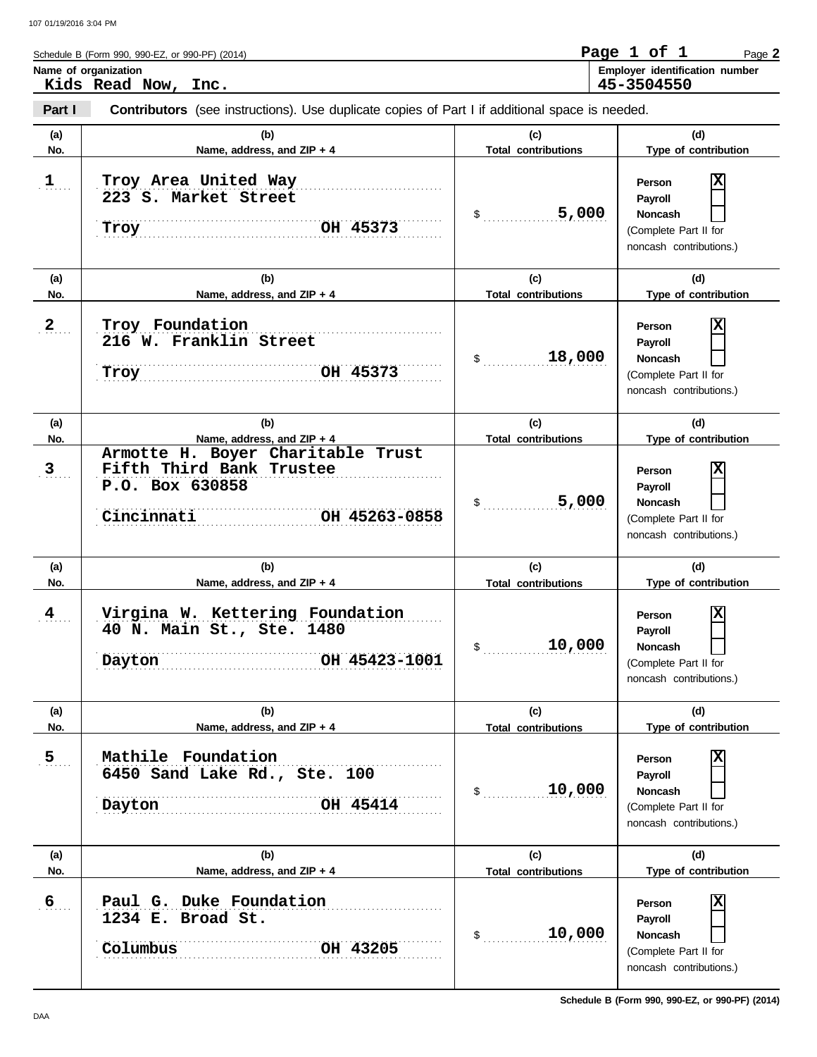Schedule B (Form 990, 990-EZ, or 990-PF) (2014)

Page 1 of 1

Page **2**

**Name of organization**
**Kids Read Now, Inc.**

**Employer identification number**
**45-3504550**

**Part I** **Contributors** (see instructions). Use duplicate copies of Part I if additional space is needed.

| (a) No. | (b) Name, address, and ZIP + 4 | (c) Total contributions | (d) Type of contribution |
|---|---|---|---|
| 1 | Troy Area United Way<br>223 S. Market Street<br>Troy OH 45373 | $ 5,000 | Person [X]<br>Payroll [ ]<br>Noncash [ ]<br>(Complete Part II for noncash contributions.) |
| 2 | Troy Foundation<br>216 W. Franklin Street<br>Troy OH 45373 | $ 18,000 | Person [X]<br>Payroll [ ]<br>Noncash [ ]<br>(Complete Part II for noncash contributions.) |
| 3 | Armotte H. Boyer Charitable Trust<br>Fifth Third Bank Trustee<br>P.O. Box 630858<br>Cincinnati OH 45263-0858 | $ 5,000 | Person [X]<br>Payroll [ ]<br>Noncash [ ]<br>(Complete Part II for noncash contributions.) |
| 4 | Virgina W. Kettering Foundation<br>40 N. Main St., Ste. 1480<br>Dayton OH 45423-1001 | $ 10,000 | Person [X]<br>Payroll [ ]<br>Noncash [ ]<br>(Complete Part II for noncash contributions.) |
| 5 | Mathile Foundation<br>6450 Sand Lake Rd., Ste. 100<br>Dayton OH 45414 | $ 10,000 | Person [X]<br>Payroll [ ]<br>Noncash [ ]<br>(Complete Part II for noncash contributions.) |
| 6 | Paul G. Duke Foundation<br>1234 E. Broad St.<br>Columbus OH 43205 | $ 10,000 | Person [X]<br>Payroll [ ]<br>Noncash [ ]<br>(Complete Part II for noncash contributions.) |

Schedule B (Form 990, 990-EZ, or 990-PF) (2014)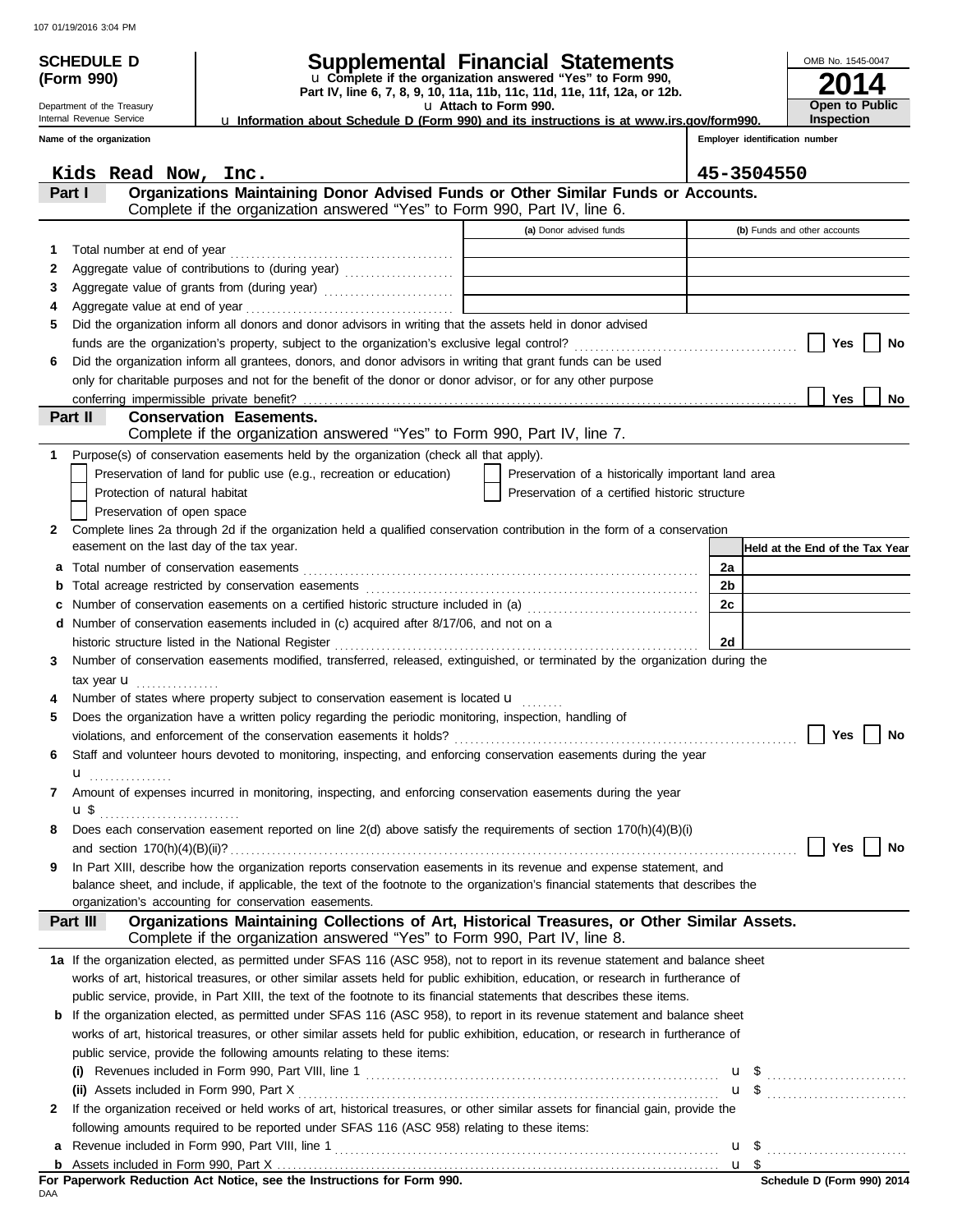107 01/19/2016 3:04 PM

**SCHEDULE D (Form 990)**

Department of the Treasury
Internal Revenue Service

# Supplemental Financial Statements

u Complete if the organization answered "Yes" to Form 990, Part IV, line 6, 7, 8, 9, 10, 11a, 11b, 11c, 11d, 11e, 11f, 12a, or 12b.

u Attach to Form 990.

u Information about Schedule D (Form 990) and its instructions is at www.irs.gov/form990.

OMB No. 1545-0047

**2014**

**Open to Public Inspection**

**Name of the organization:** Kids Read Now, Inc.

**Employer identification number:** 45-3504550

## Part I — Organizations Maintaining Donor Advised Funds or Other Similar Funds or Accounts.

Complete if the organization answered "Yes" to Form 990, Part IV, line 6.

| | | (a) Donor advised funds | (b) Funds and other accounts |
|---|---|---|---|
| 1 | Total number at end of year | | |
| 2 | Aggregate value of contributions to (during year) | | |
| 3 | Aggregate value of grants from (during year) | | |
| 4 | Aggregate value at end of year | | |

5 Did the organization inform all donors and donor advisors in writing that the assets held in donor advised funds are the organization's property, subject to the organization's exclusive legal control? ☐ Yes ☐ No

6 Did the organization inform all grantees, donors, and donor advisors in writing that grant funds can be used only for charitable purposes and not for the benefit of the donor or donor advisor, or for any other purpose conferring impermissible private benefit? ☐ Yes ☐ No

## Part II — Conservation Easements.

Complete if the organization answered "Yes" to Form 990, Part IV, line 7.

1 Purpose(s) of conservation easements held by the organization (check all that apply).

- ☐ Preservation of land for public use (e.g., recreation or education)
- ☐ Protection of natural habitat
- ☐ Preservation of open space
- ☐ Preservation of a historically important land area
- ☐ Preservation of a certified historic structure

2 Complete lines 2a through 2d if the organization held a qualified conservation contribution in the form of a conservation easement on the last day of the tax year.

| | | | Held at the End of the Tax Year |
|---|---|---|---|
| a | Total number of conservation easements | 2a | |
| b | Total acreage restricted by conservation easements | 2b | |
| c | Number of conservation easements on a certified historic structure included in (a) | 2c | |
| d | Number of conservation easements included in (c) acquired after 8/17/06, and not on a historic structure listed in the National Register | 2d | |

3 Number of conservation easements modified, transferred, released, extinguished, or terminated by the organization during the tax year u

4 Number of states where property subject to conservation easement is located u

5 Does the organization have a written policy regarding the periodic monitoring, inspection, handling of violations, and enforcement of the conservation easements it holds? ☐ Yes ☐ No

6 Staff and volunteer hours devoted to monitoring, inspecting, and enforcing conservation easements during the year u

7 Amount of expenses incurred in monitoring, inspecting, and enforcing conservation easements during the year u $

8 Does each conservation easement reported on line 2(d) above satisfy the requirements of section 170(h)(4)(B)(i) and section 170(h)(4)(B)(ii)? ☐ Yes ☐ No

9 In Part XIII, describe how the organization reports conservation easements in its revenue and expense statement, and balance sheet, and include, if applicable, the text of the footnote to the organization's financial statements that describes the organization's accounting for conservation easements.

## Part III — Organizations Maintaining Collections of Art, Historical Treasures, or Other Similar Assets.

Complete if the organization answered "Yes" to Form 990, Part IV, line 8.

1a If the organization elected, as permitted under SFAS 116 (ASC 958), not to report in its revenue statement and balance sheet works of art, historical treasures, or other similar assets held for public exhibition, education, or research in furtherance of public service, provide, in Part XIII, the text of the footnote to its financial statements that describes these items.

b If the organization elected, as permitted under SFAS 116 (ASC 958), to report in its revenue statement and balance sheet works of art, historical treasures, or other similar assets held for public exhibition, education, or research in furtherance of public service, provide the following amounts relating to these items:

(i) Revenues included in Form 990, Part VIII, line 1 u $

(ii) Assets included in Form 990, Part X u $

2 If the organization received or held works of art, historical treasures, or other similar assets for financial gain, provide the following amounts required to be reported under SFAS 116 (ASC 958) relating to these items:

a Revenue included in Form 990, Part VIII, line 1 u $

b Assets included in Form 990, Part X u $

**For Paperwork Reduction Act Notice, see the Instructions for Form 990.**

DAA

**Schedule D (Form 990) 2014**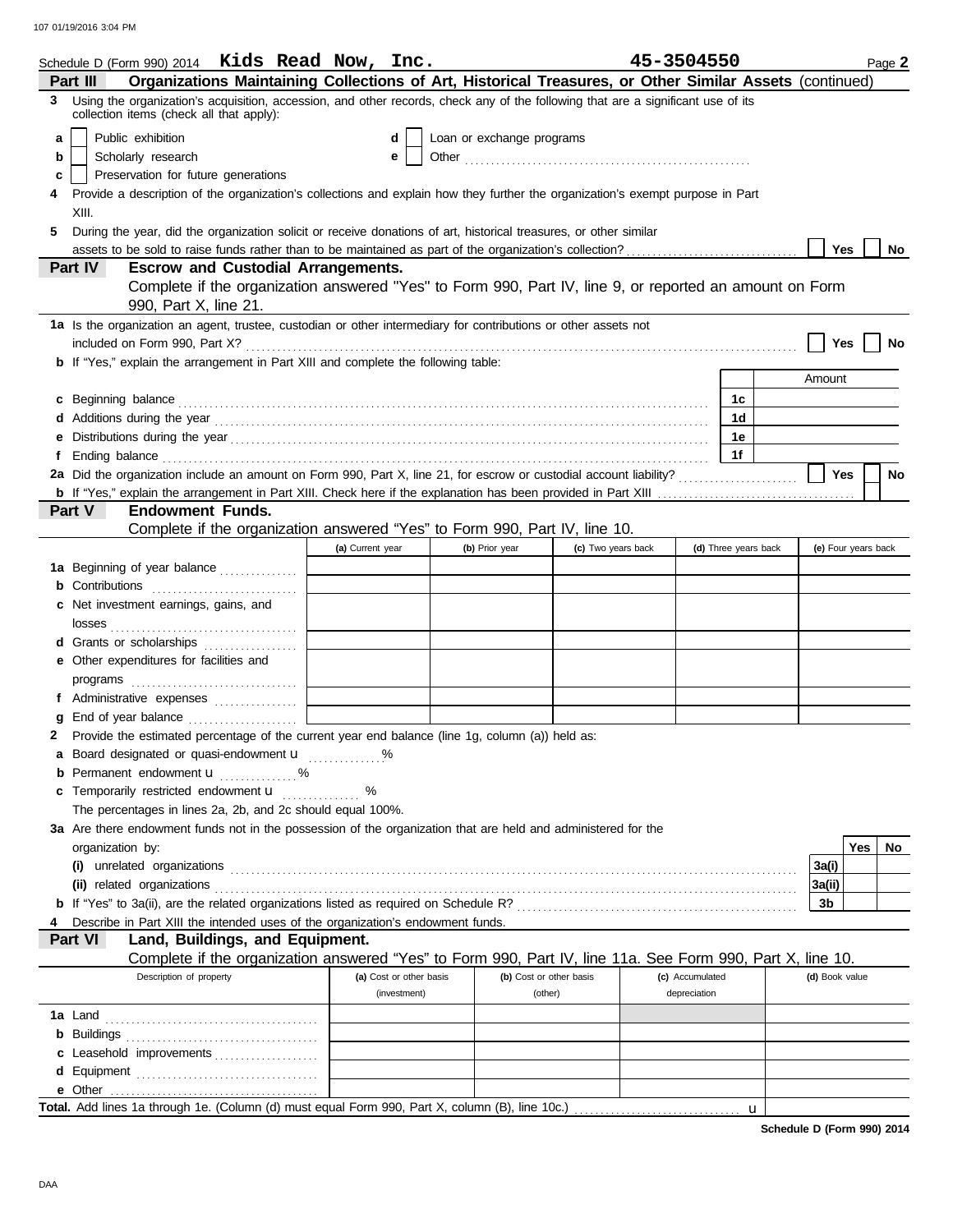Schedule D (Form 990) 2014 **Kids Read Now, Inc.** **45-3504550**

## Part III Organizations Maintaining Collections of Art, Historical Treasures, or Other Similar Assets (continued)

**3** Using the organization's acquisition, accession, and other records, check any of the following that are a significant use of its collection items (check all that apply):

- **a** Public exhibition
- **b** Scholarly research
- **c** Preservation for future generations
- **d** Loan or exchange programs
- **e** Other

**4** Provide a description of the organization's collections and explain how they further the organization's exempt purpose in Part XIII.

**5** During the year, did the organization solicit or receive donations of art, historical treasures, or other similar assets to be sold to raise funds rather than to be maintained as part of the organization's collection? Yes No

## Part IV Escrow and Custodial Arrangements.

Complete if the organization answered "Yes" to Form 990, Part IV, line 9, or reported an amount on Form 990, Part X, line 21.

**1a** Is the organization an agent, trustee, custodian or other intermediary for contributions or other assets not included on Form 990, Part X? Yes No

**b** If "Yes," explain the arrangement in Part XIII and complete the following table:

| | | Amount |
|---|---|---|
| **c** Beginning balance | 1c | |
| **d** Additions during the year | 1d | |
| **e** Distributions during the year | 1e | |
| **f** Ending balance | 1f | |

**2a** Did the organization include an amount on Form 990, Part X, line 21, for escrow or custodial account liability? Yes No

**b** If "Yes," explain the arrangement in Part XIII. Check here if the explanation has been provided in Part XIII

## Part V Endowment Funds.

Complete if the organization answered "Yes" to Form 990, Part IV, line 10.

| | (a) Current year | (b) Prior year | (c) Two years back | (d) Three years back | (e) Four years back |
|---|---|---|---|---|---|
| **1a** Beginning of year balance | | | | | |
| **b** Contributions | | | | | |
| **c** Net investment earnings, gains, and losses | | | | | |
| **d** Grants or scholarships | | | | | |
| **e** Other expenditures for facilities and programs | | | | | |
| **f** Administrative expenses | | | | | |
| **g** End of year balance | | | | | |

**2** Provide the estimated percentage of the current year end balance (line 1g, column (a)) held as:

**a** Board designated or quasi-endowment u %

**b** Permanent endowment u %

**c** Temporarily restricted endowment u %

The percentages in lines 2a, 2b, and 2c should equal 100%.

**3a** Are there endowment funds not in the possession of the organization that are held and administered for the organization by:

| | | Yes | No |
|---|---|---|---|
| **(i)** unrelated organizations | 3a(i) | | |
| **(ii)** related organizations | 3a(ii) | | |
| **b** If "Yes" to 3a(ii), are the related organizations listed as required on Schedule R? | 3b | | |

**4** Describe in Part XIII the intended uses of the organization's endowment funds.

## Part VI Land, Buildings, and Equipment.

Complete if the organization answered "Yes" to Form 990, Part IV, line 11a. See Form 990, Part X, line 10.

| Description of property | (a) Cost or other basis (investment) | (b) Cost or other basis (other) | (c) Accumulated depreciation | (d) Book value |
|---|---|---|---|---|
| **1a** Land | | | | |
| **b** Buildings | | | | |
| **c** Leasehold improvements | | | | |
| **d** Equipment | | | | |
| **e** Other | | | | |

**Total.** Add lines 1a through 1e. (Column (d) must equal Form 990, Part X, column (B), line 10c.) u

**Schedule D (Form 990) 2014**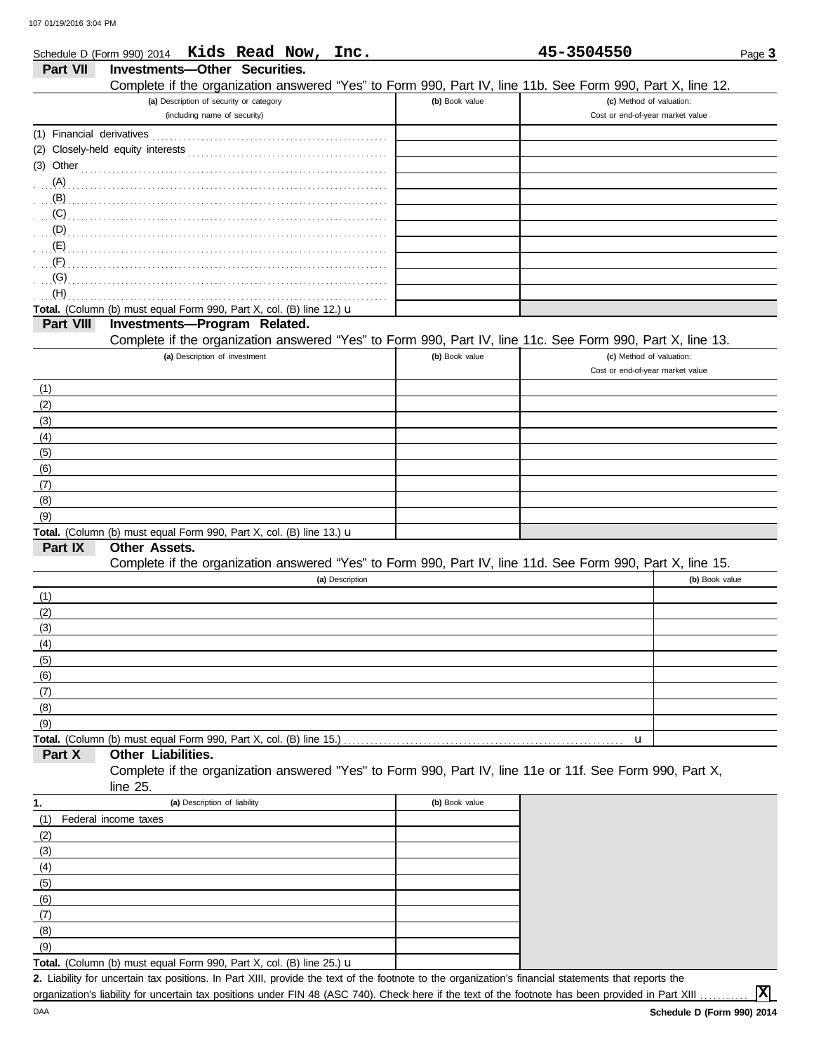Schedule D (Form 990) 2014 **Kids Read Now, Inc.** **45-3504550**

## Part VII Investments—Other Securities.

Complete if the organization answered "Yes" to Form 990, Part IV, line 11b. See Form 990, Part X, line 12.

| (a) Description of security or category (including name of security) | (b) Book value | (c) Method of valuation: Cost or end-of-year market value |
|---|---|---|
| (1) Financial derivatives | | |
| (2) Closely-held equity interests | | |
| (3) Other | | |
| (A) | | |
| (B) | | |
| (C) | | |
| (D) | | |
| (E) | | |
| (F) | | |
| (G) | | |
| (H) | | |
| **Total.** (Column (b) must equal Form 990, Part X, col. (B) line 12.) u | | |

## Part VIII Investments—Program Related.

Complete if the organization answered "Yes" to Form 990, Part IV, line 11c. See Form 990, Part X, line 13.

| (a) Description of investment | (b) Book value | (c) Method of valuation: Cost or end-of-year market value |
|---|---|---|
| (1) | | |
| (2) | | |
| (3) | | |
| (4) | | |
| (5) | | |
| (6) | | |
| (7) | | |
| (8) | | |
| (9) | | |
| **Total.** (Column (b) must equal Form 990, Part X, col. (B) line 13.) u | | |

## Part IX Other Assets.

Complete if the organization answered "Yes" to Form 990, Part IV, line 11d. See Form 990, Part X, line 15.

| (a) Description | (b) Book value |
|---|---|
| (1) | |
| (2) | |
| (3) | |
| (4) | |
| (5) | |
| (6) | |
| (7) | |
| (8) | |
| (9) | |
| **Total.** (Column (b) must equal Form 990, Part X, col. (B) line 15.) u | |

## Part X Other Liabilities.

Complete if the organization answered "Yes" to Form 990, Part IV, line 11e or 11f. See Form 990, Part X, line 25.

| 1. (a) Description of liability | (b) Book value |
|---|---|
| (1) Federal income taxes | |
| (2) | |
| (3) | |
| (4) | |
| (5) | |
| (6) | |
| (7) | |
| (8) | |
| (9) | |
| **Total.** (Column (b) must equal Form 990, Part X, col. (B) line 25.) u | |

**2.** Liability for uncertain tax positions. In Part XIII, provide the text of the footnote to the organization's financial statements that reports the organization's liability for uncertain tax positions under FIN 48 (ASC 740). Check here if the text of the footnote has been provided in Part XIII ..... **X**

DAA **Schedule D (Form 990) 2014**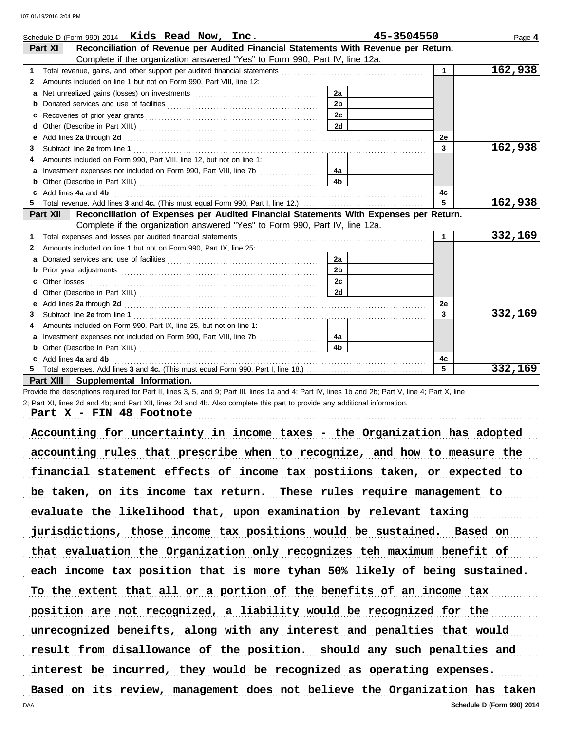Schedule D (Form 990) 2014 **Kids Read Now, Inc.** **45-3504550** Page **4**

**Part XI** **Reconciliation of Revenue per Audited Financial Statements With Revenue per Return.** Complete if the organization answered "Yes" to Form 990, Part IV, line 12a.

| | | | | | |
|---|---|---|---|---|---|
| **1** | Total revenue, gains, and other support per audited financial statements | | | 1 | 162,938 |
| **2** | Amounts included on line 1 but not on Form 990, Part VIII, line 12: | | | | |
| **a** | Net unrealized gains (losses) on investments | 2a | | | |
| **b** | Donated services and use of facilities | 2b | | | |
| **c** | Recoveries of prior year grants | 2c | | | |
| **d** | Other (Describe in Part XIII.) | 2d | | | |
| **e** | Add lines **2a** through **2d** | | | 2e | |
| **3** | Subtract line **2e** from line **1** | | | 3 | 162,938 |
| **4** | Amounts included on Form 990, Part VIII, line 12, but not on line 1: | | | | |
| **a** | Investment expenses not included on Form 990, Part VIII, line 7b | 4a | | | |
| **b** | Other (Describe in Part XIII.) | 4b | | | |
| **c** | Add lines **4a** and **4b** | | | 4c | |
| **5** | Total revenue. Add lines **3** and **4c.** (This must equal Form 990, Part I, line 12.) | | | 5 | 162,938 |

**Part XII** **Reconciliation of Expenses per Audited Financial Statements With Expenses per Return.** Complete if the organization answered "Yes" to Form 990, Part IV, line 12a.

| | | | | | |
|---|---|---|---|---|---|
| **1** | Total expenses and losses per audited financial statements | | | 1 | 332,169 |
| **2** | Amounts included on line 1 but not on Form 990, Part IX, line 25: | | | | |
| **a** | Donated services and use of facilities | 2a | | | |
| **b** | Prior year adjustments | 2b | | | |
| **c** | Other losses | 2c | | | |
| **d** | Other (Describe in Part XIII.) | 2d | | | |
| **e** | Add lines **2a** through **2d** | | | 2e | |
| **3** | Subtract line **2e** from line **1** | | | 3 | 332,169 |
| **4** | Amounts included on Form 990, Part IX, line 25, but not on line 1: | | | | |
| **a** | Investment expenses not included on Form 990, Part VIII, line 7b | 4a | | | |
| **b** | Other (Describe in Part XIII.) | 4b | | | |
| **c** | Add lines **4a** and **4b** | | | 4c | |
| **5** | Total expenses. Add lines **3** and **4c.** (This must equal Form 990, Part I, line 18.) | | | 5 | 332,169 |

**Part XIII** **Supplemental Information.**

Provide the descriptions required for Part II, lines 3, 5, and 9; Part III, lines 1a and 4; Part IV, lines 1b and 2b; Part V, line 4; Part X, line 2; Part XI, lines 2d and 4b; and Part XII, lines 2d and 4b. Also complete this part to provide any additional information.

Part X - FIN 48 Footnote

Accounting for uncertainty in income taxes - the Organization has adopted accounting rules that prescribe when to recognize, and how to measure the financial statement effects of income tax postiions taken, or expected to be taken, on its income tax return. These rules require management to evaluate the likelihood that, upon examination by relevant taxing jurisdictions, those income tax positions would be sustained. Based on that evaluation the Organization only recognizes teh maximum benefit of each income tax position that is more tyhan 50% likely of being sustained. To the extent that all or a portion of the benefits of an income tax position are not recognized, a liability would be recognized for the unrecognized beneifts, along with any interest and penalties that would result from disallowance of the position. should any such penalties and interest be incurred, they would be recognized as operating expenses. Based on its review, management does not believe the Organization has taken

Schedule D (Form 990) 2014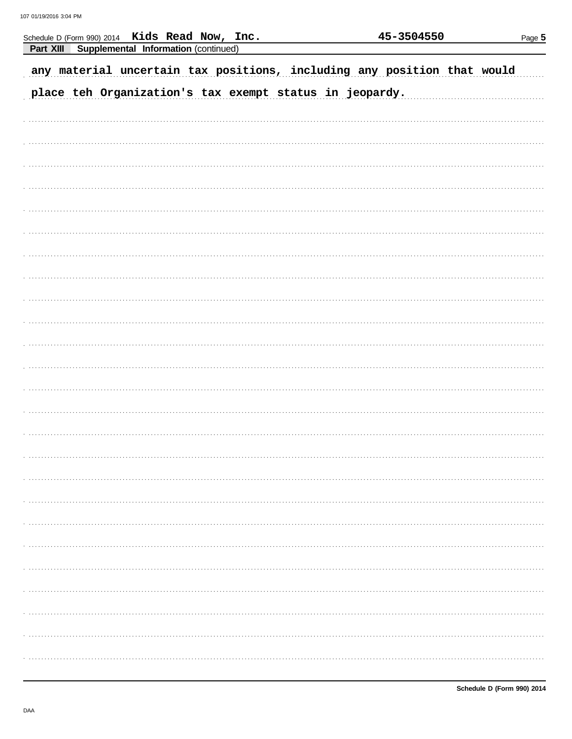Schedule D (Form 990) 2014 Kids Read Now, Inc. 45-3504550

**Part XIII Supplemental Information** (continued)

any material uncertain tax positions, including any position that would place teh Organization's tax exempt status in jeopardy.

Schedule D (Form 990) 2014

DAA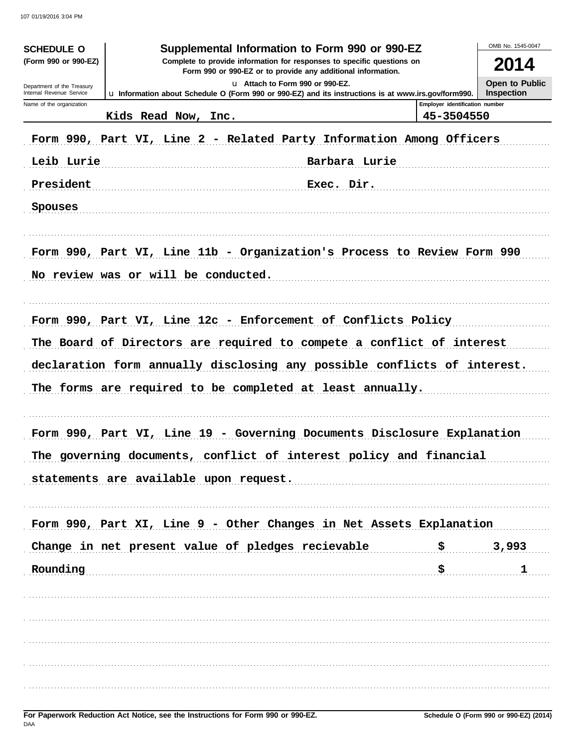**SCHEDULE O**
**(Form 990 or 990-EZ)**

Department of the Treasury
Internal Revenue Service

# Supplemental Information to Form 990 or 990-EZ

**Complete to provide information for responses to specific questions on Form 990 or 990-EZ or to provide any additional information.**

u **Attach to Form 990 or 990-EZ.**

u **Information about Schedule O (Form 990 or 990-EZ) and its instructions is at www.irs.gov/form990.**

OMB No. 1545-0047

**2014**

**Open to Public Inspection**

| Name of the organization | Employer identification number |
|---|---|
| Kids Read Now, Inc. | 45-3504550 |

Form 990, Part VI, Line 2 - Related Party Information Among Officers

| | |
|---|---|
| Leib Lurie | Barbara Lurie |
| President | Exec. Dir. |
| Spouses | |

Form 990, Part VI, Line 11b - Organization's Process to Review Form 990

No review was or will be conducted.

Form 990, Part VI, Line 12c - Enforcement of Conflicts Policy

The Board of Directors are required to compete a conflict of interest declaration form annually disclosing any possible conflicts of interest. The forms are required to be completed at least annually.

Form 990, Part VI, Line 19 - Governing Documents Disclosure Explanation

The governing documents, conflict of interest policy and financial statements are available upon request.

Form 990, Part XI, Line 9 - Other Changes in Net Assets Explanation

| | | |
|---|---|---|
| Change in net present value of pledges recievable | $ | 3,993 |
| Rounding | $ | 1 |

**For Paperwork Reduction Act Notice, see the Instructions for Form 990 or 990-EZ.**
DAA

**Schedule O (Form 990 or 990-EZ) (2014)**